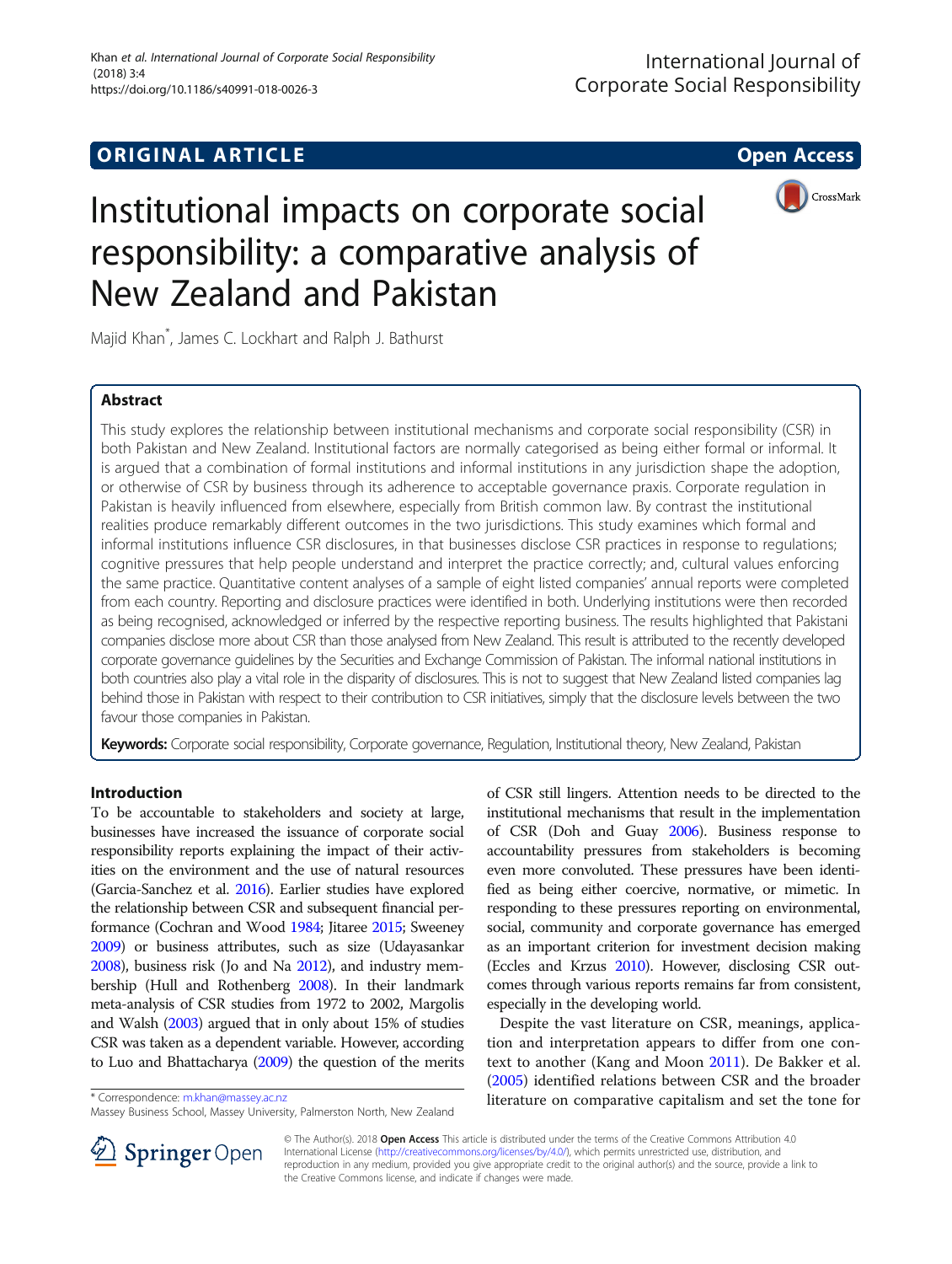ORIGINAL ARTICLE

Open Access

# Institutional impacts on corporate social responsibility: a comparative analysis of New Zealand and Pakistan

Majid Khan*, James C. Lockhart and Ralph J. Bathurst

## Abstract

This study explores the relationship between institutional mechanisms and corporate social responsibility (CSR) in both Pakistan and New Zealand. Institutional factors are normally categorised as being either formal or informal. It is argued that a combination of formal institutions and informal institutions in any jurisdiction shape the adoption, or otherwise of CSR by business through its adherence to acceptable governance praxis. Corporate regulation in Pakistan is heavily influenced from elsewhere, especially from British common law. By contrast the institutional realities produce remarkably different outcomes in the two jurisdictions. This study examines which formal and informal institutions influence CSR disclosures, in that businesses disclose CSR practices in response to regulations; cognitive pressures that help people understand and interpret the practice correctly; and, cultural values enforcing the same practice. Quantitative content analyses of a sample of eight listed companies' annual reports were completed from each country. Reporting and disclosure practices were identified in both. Underlying institutions were then recorded as being recognised, acknowledged or inferred by the respective reporting business. The results highlighted that Pakistani companies disclose more about CSR than those analysed from New Zealand. This result is attributed to the recently developed corporate governance guidelines by the Securities and Exchange Commission of Pakistan. The informal national institutions in both countries also play a vital role in the disparity of disclosures. This is not to suggest that New Zealand listed companies lag behind those in Pakistan with respect to their contribution to CSR initiatives, simply that the disclosure levels between the two favour those companies in Pakistan.

**Keywords:** Corporate social responsibility, Corporate governance, Regulation, Institutional theory, New Zealand, Pakistan

## Introduction

To be accountable to stakeholders and society at large, businesses have increased the issuance of corporate social responsibility reports explaining the impact of their activities on the environment and the use of natural resources (Garcia-Sanchez et al. 2016). Earlier studies have explored the relationship between CSR and subsequent financial performance (Cochran and Wood 1984; Jitaree 2015; Sweeney 2009) or business attributes, such as size (Udayasankar 2008), business risk (Jo and Na 2012), and industry membership (Hull and Rothenberg 2008). In their landmark meta-analysis of CSR studies from 1972 to 2002, Margolis and Walsh (2003) argued that in only about 15% of studies CSR was taken as a dependent variable. However, according to Luo and Bhattacharya (2009) the question of the merits of CSR still lingers. Attention needs to be directed to the institutional mechanisms that result in the implementation of CSR (Doh and Guay 2006). Business response to accountability pressures from stakeholders is becoming even more convoluted. These pressures have been identified as being either coercive, normative, or mimetic. In responding to these pressures reporting on environmental, social, community and corporate governance has emerged as an important criterion for investment decision making (Eccles and Krzus 2010). However, disclosing CSR outcomes through various reports remains far from consistent, especially in the developing world.

Despite the vast literature on CSR, meanings, application and interpretation appears to differ from one context to another (Kang and Moon 2011). De Bakker et al. (2005) identified relations between CSR and the broader literature on comparative capitalism and set the tone for

* Correspondence: m.khan@massey.ac.nz
Massey Business School, Massey University, Palmerston North, New Zealand

© The Author(s). 2018 **Open Access** This article is distributed under the terms of the Creative Commons Attribution 4.0 International License (http://creativecommons.org/licenses/by/4.0/), which permits unrestricted use, distribution, and reproduction in any medium, provided you give appropriate credit to the original author(s) and the source, provide a link to the Creative Commons license, and indicate if changes were made.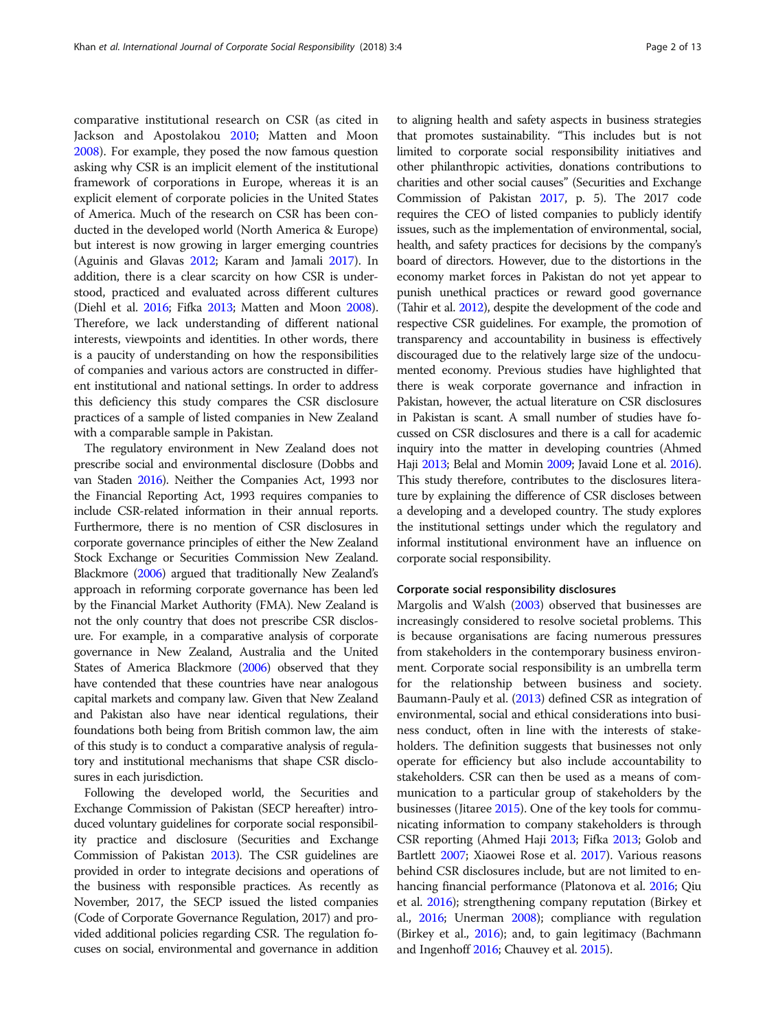comparative institutional research on CSR (as cited in Jackson and Apostolakou 2010; Matten and Moon 2008). For example, they posed the now famous question asking why CSR is an implicit element of the institutional framework of corporations in Europe, whereas it is an explicit element of corporate policies in the United States of America. Much of the research on CSR has been conducted in the developed world (North America & Europe) but interest is now growing in larger emerging countries (Aguinis and Glavas 2012; Karam and Jamali 2017). In addition, there is a clear scarcity on how CSR is understood, practiced and evaluated across different cultures (Diehl et al. 2016; Fifka 2013; Matten and Moon 2008). Therefore, we lack understanding of different national interests, viewpoints and identities. In other words, there is a paucity of understanding on how the responsibilities of companies and various actors are constructed in different institutional and national settings. In order to address this deficiency this study compares the CSR disclosure practices of a sample of listed companies in New Zealand with a comparable sample in Pakistan.

The regulatory environment in New Zealand does not prescribe social and environmental disclosure (Dobbs and van Staden 2016). Neither the Companies Act, 1993 nor the Financial Reporting Act, 1993 requires companies to include CSR-related information in their annual reports. Furthermore, there is no mention of CSR disclosures in corporate governance principles of either the New Zealand Stock Exchange or Securities Commission New Zealand. Blackmore (2006) argued that traditionally New Zealand's approach in reforming corporate governance has been led by the Financial Market Authority (FMA). New Zealand is not the only country that does not prescribe CSR disclosure. For example, in a comparative analysis of corporate governance in New Zealand, Australia and the United States of America Blackmore (2006) observed that they have contended that these countries have near analogous capital markets and company law. Given that New Zealand and Pakistan also have near identical regulations, their foundations both being from British common law, the aim of this study is to conduct a comparative analysis of regulatory and institutional mechanisms that shape CSR disclosures in each jurisdiction.

Following the developed world, the Securities and Exchange Commission of Pakistan (SECP hereafter) introduced voluntary guidelines for corporate social responsibility practice and disclosure (Securities and Exchange Commission of Pakistan 2013). The CSR guidelines are provided in order to integrate decisions and operations of the business with responsible practices. As recently as November, 2017, the SECP issued the listed companies (Code of Corporate Governance Regulation, 2017) and provided additional policies regarding CSR. The regulation focuses on social, environmental and governance in addition to aligning health and safety aspects in business strategies that promotes sustainability. "This includes but is not limited to corporate social responsibility initiatives and other philanthropic activities, donations contributions to charities and other social causes" (Securities and Exchange Commission of Pakistan 2017, p. 5). The 2017 code requires the CEO of listed companies to publicly identify issues, such as the implementation of environmental, social, health, and safety practices for decisions by the company's board of directors. However, due to the distortions in the economy market forces in Pakistan do not yet appear to punish unethical practices or reward good governance (Tahir et al. 2012), despite the development of the code and respective CSR guidelines. For example, the promotion of transparency and accountability in business is effectively discouraged due to the relatively large size of the undocumented economy. Previous studies have highlighted that there is weak corporate governance and infraction in Pakistan, however, the actual literature on CSR disclosures in Pakistan is scant. A small number of studies have focussed on CSR disclosures and there is a call for academic inquiry into the matter in developing countries (Ahmed Haji 2013; Belal and Momin 2009; Javaid Lone et al. 2016). This study therefore, contributes to the disclosures literature by explaining the difference of CSR discloses between a developing and a developed country. The study explores the institutional settings under which the regulatory and informal institutional environment have an influence on corporate social responsibility.

### Corporate social responsibility disclosures

Margolis and Walsh (2003) observed that businesses are increasingly considered to resolve societal problems. This is because organisations are facing numerous pressures from stakeholders in the contemporary business environment. Corporate social responsibility is an umbrella term for the relationship between business and society. Baumann-Pauly et al. (2013) defined CSR as integration of environmental, social and ethical considerations into business conduct, often in line with the interests of stakeholders. The definition suggests that businesses not only operate for efficiency but also include accountability to stakeholders. CSR can then be used as a means of communication to a particular group of stakeholders by the businesses (Jitaree 2015). One of the key tools for communicating information to company stakeholders is through CSR reporting (Ahmed Haji 2013; Fifka 2013; Golob and Bartlett 2007; Xiaowei Rose et al. 2017). Various reasons behind CSR disclosures include, but are not limited to enhancing financial performance (Platonova et al. 2016; Qiu et al. 2016); strengthening company reputation (Birkey et al., 2016; Unerman 2008); compliance with regulation (Birkey et al., 2016); and, to gain legitimacy (Bachmann and Ingenhoff 2016; Chauvey et al. 2015).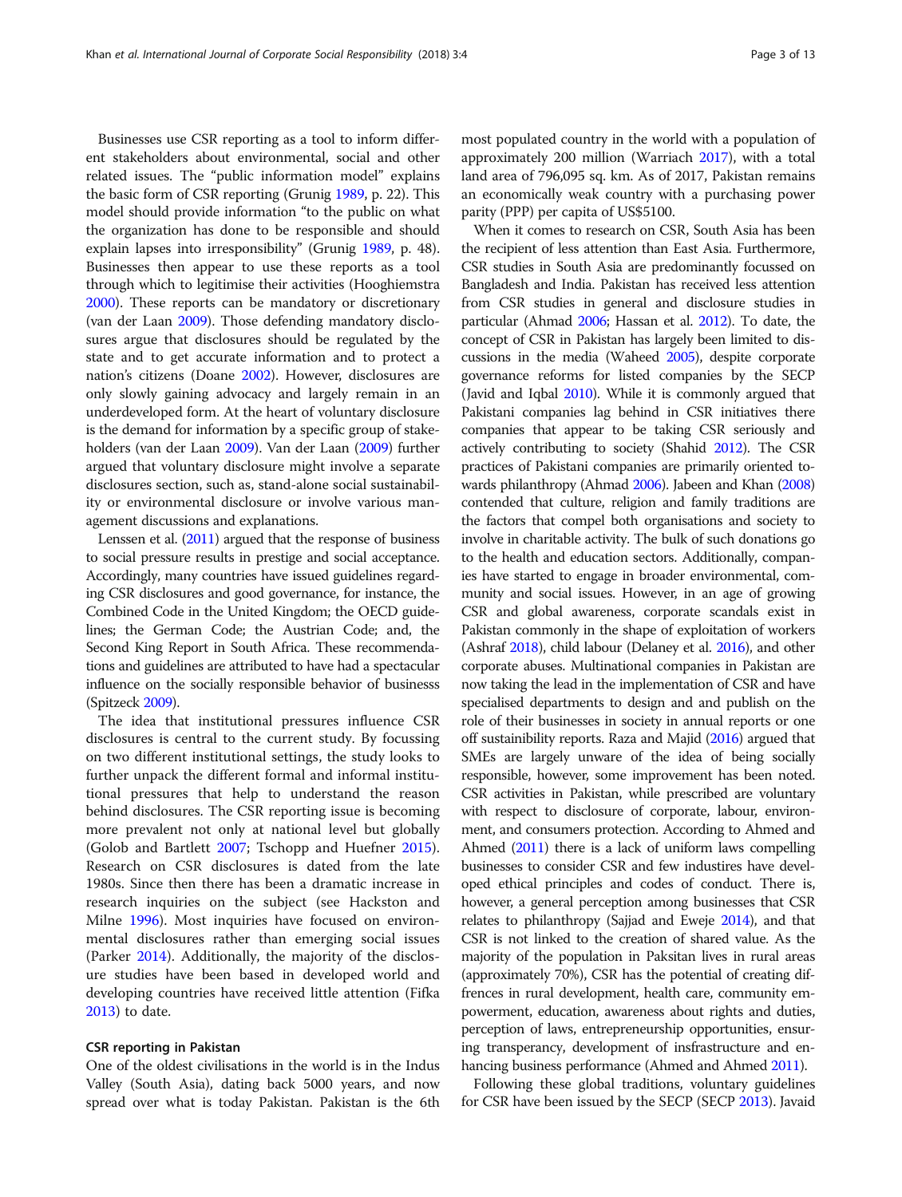Businesses use CSR reporting as a tool to inform different stakeholders about environmental, social and other related issues. The "public information model" explains the basic form of CSR reporting (Grunig 1989, p. 22). This model should provide information "to the public on what the organization has done to be responsible and should explain lapses into irresponsibility" (Grunig 1989, p. 48). Businesses then appear to use these reports as a tool through which to legitimise their activities (Hooghiemstra 2000). These reports can be mandatory or discretionary (van der Laan 2009). Those defending mandatory disclosures argue that disclosures should be regulated by the state and to get accurate information and to protect a nation's citizens (Doane 2002). However, disclosures are only slowly gaining advocacy and largely remain in an underdeveloped form. At the heart of voluntary disclosure is the demand for information by a specific group of stakeholders (van der Laan 2009). Van der Laan (2009) further argued that voluntary disclosure might involve a separate disclosures section, such as, stand-alone social sustainability or environmental disclosure or involve various management discussions and explanations.

Lenssen et al. (2011) argued that the response of business to social pressure results in prestige and social acceptance. Accordingly, many countries have issued guidelines regarding CSR disclosures and good governance, for instance, the Combined Code in the United Kingdom; the OECD guidelines; the German Code; the Austrian Code; and, the Second King Report in South Africa. These recommendations and guidelines are attributed to have had a spectacular influence on the socially responsible behavior of businesss (Spitzeck 2009).

The idea that institutional pressures influence CSR disclosures is central to the current study. By focussing on two different institutional settings, the study looks to further unpack the different formal and informal institutional pressures that help to understand the reason behind disclosures. The CSR reporting issue is becoming more prevalent not only at national level but globally (Golob and Bartlett 2007; Tschopp and Huefner 2015). Research on CSR disclosures is dated from the late 1980s. Since then there has been a dramatic increase in research inquiries on the subject (see Hackston and Milne 1996). Most inquiries have focused on environmental disclosures rather than emerging social issues (Parker 2014). Additionally, the majority of the disclosure studies have been based in developed world and developing countries have received little attention (Fifka 2013) to date.

### CSR reporting in Pakistan

One of the oldest civilisations in the world is in the Indus Valley (South Asia), dating back 5000 years, and now spread over what is today Pakistan. Pakistan is the 6th most populated country in the world with a population of approximately 200 million (Warriach 2017), with a total land area of 796,095 sq. km. As of 2017, Pakistan remains an economically weak country with a purchasing power parity (PPP) per capita of US$5100.

When it comes to research on CSR, South Asia has been the recipient of less attention than East Asia. Furthermore, CSR studies in South Asia are predominantly focussed on Bangladesh and India. Pakistan has received less attention from CSR studies in general and disclosure studies in particular (Ahmad 2006; Hassan et al. 2012). To date, the concept of CSR in Pakistan has largely been limited to discussions in the media (Waheed 2005), despite corporate governance reforms for listed companies by the SECP (Javid and Iqbal 2010). While it is commonly argued that Pakistani companies lag behind in CSR initiatives there companies that appear to be taking CSR seriously and actively contributing to society (Shahid 2012). The CSR practices of Pakistani companies are primarily oriented towards philanthropy (Ahmad 2006). Jabeen and Khan (2008) contended that culture, religion and family traditions are the factors that compel both organisations and society to involve in charitable activity. The bulk of such donations go to the health and education sectors. Additionally, companies have started to engage in broader environmental, community and social issues. However, in an age of growing CSR and global awareness, corporate scandals exist in Pakistan commonly in the shape of exploitation of workers (Ashraf 2018), child labour (Delaney et al. 2016), and other corporate abuses. Multinational companies in Pakistan are now taking the lead in the implementation of CSR and have specialised departments to design and and publish on the role of their businesses in society in annual reports or one off sustainability reports. Raza and Majid (2016) argued that SMEs are largely unware of the idea of being socially responsible, however, some improvement has been noted. CSR activities in Pakistan, while prescribed are voluntary with respect to disclosure of corporate, labour, environment, and consumers protection. According to Ahmed and Ahmed (2011) there is a lack of uniform laws compelling businesses to consider CSR and few industires have developed ethical principles and codes of conduct. There is, however, a general perception among businesses that CSR relates to philanthropy (Sajjad and Eweje 2014), and that CSR is not linked to the creation of shared value. As the majority of the population in Paksitan lives in rural areas (approximately 70%), CSR has the potential of creating diffrences in rural development, health care, community empowerment, education, awareness about rights and duties, perception of laws, entrepreneurship opportunities, ensuring transperancy, development of insfrastructure and enhancing business performance (Ahmed and Ahmed 2011).

Following these global traditions, voluntary guidelines for CSR have been issued by the SECP (SECP 2013). Javaid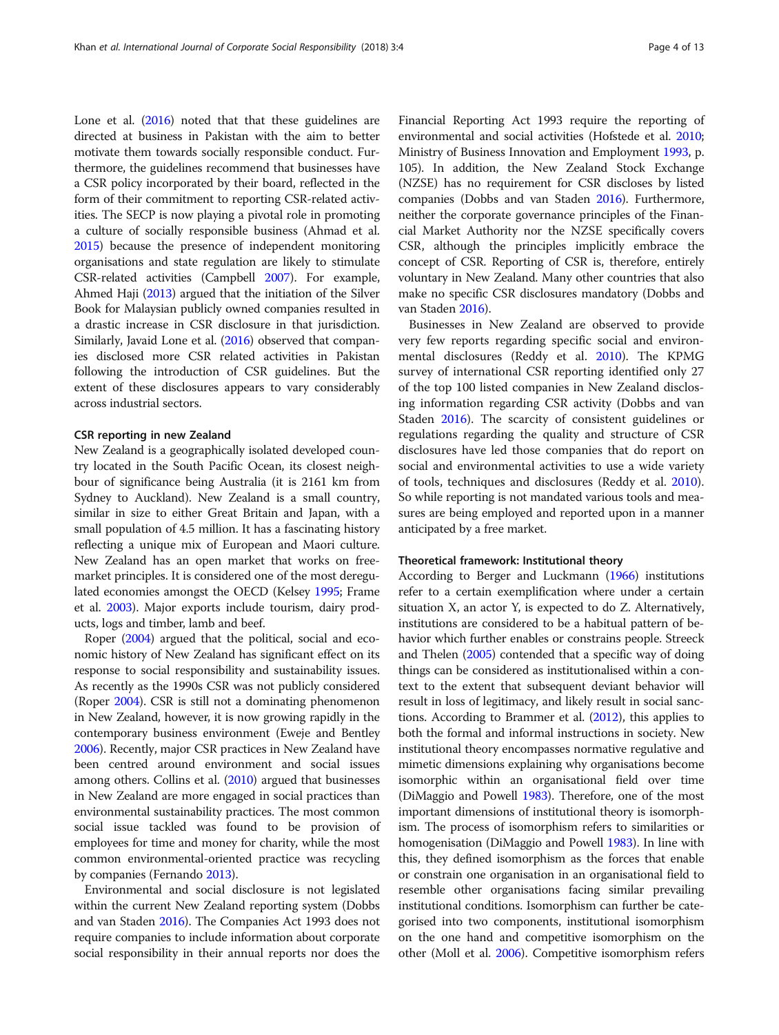Lone et al. (2016) noted that that these guidelines are directed at business in Pakistan with the aim to better motivate them towards socially responsible conduct. Furthermore, the guidelines recommend that businesses have a CSR policy incorporated by their board, reflected in the form of their commitment to reporting CSR-related activities. The SECP is now playing a pivotal role in promoting a culture of socially responsible business (Ahmad et al. 2015) because the presence of independent monitoring organisations and state regulation are likely to stimulate CSR-related activities (Campbell 2007). For example, Ahmed Haji (2013) argued that the initiation of the Silver Book for Malaysian publicly owned companies resulted in a drastic increase in CSR disclosure in that jurisdiction. Similarly, Javaid Lone et al. (2016) observed that companies disclosed more CSR related activities in Pakistan following the introduction of CSR guidelines. But the extent of these disclosures appears to vary considerably across industrial sectors.

#### CSR reporting in new Zealand

New Zealand is a geographically isolated developed country located in the South Pacific Ocean, its closest neighbour of significance being Australia (it is 2161 km from Sydney to Auckland). New Zealand is a small country, similar in size to either Great Britain and Japan, with a small population of 4.5 million. It has a fascinating history reflecting a unique mix of European and Maori culture. New Zealand has an open market that works on free-market principles. It is considered one of the most deregulated economies amongst the OECD (Kelsey 1995; Frame et al. 2003). Major exports include tourism, dairy products, logs and timber, lamb and beef.

Roper (2004) argued that the political, social and economic history of New Zealand has significant effect on its response to social responsibility and sustainability issues. As recently as the 1990s CSR was not publicly considered (Roper 2004). CSR is still not a dominating phenomenon in New Zealand, however, it is now growing rapidly in the contemporary business environment (Eweje and Bentley 2006). Recently, major CSR practices in New Zealand have been centred around environment and social issues among others. Collins et al. (2010) argued that businesses in New Zealand are more engaged in social practices than environmental sustainability practices. The most common social issue tackled was found to be provision of employees for time and money for charity, while the most common environmental-oriented practice was recycling by companies (Fernando 2013).

Environmental and social disclosure is not legislated within the current New Zealand reporting system (Dobbs and van Staden 2016). The Companies Act 1993 does not require companies to include information about corporate social responsibility in their annual reports nor does the Financial Reporting Act 1993 require the reporting of environmental and social activities (Hofstede et al. 2010; Ministry of Business Innovation and Employment 1993, p. 105). In addition, the New Zealand Stock Exchange (NZSE) has no requirement for CSR discloses by listed companies (Dobbs and van Staden 2016). Furthermore, neither the corporate governance principles of the Financial Market Authority nor the NZSE specifically covers CSR, although the principles implicitly embrace the concept of CSR. Reporting of CSR is, therefore, entirely voluntary in New Zealand. Many other countries that also make no specific CSR disclosures mandatory (Dobbs and van Staden 2016).

Businesses in New Zealand are observed to provide very few reports regarding specific social and environmental disclosures (Reddy et al. 2010). The KPMG survey of international CSR reporting identified only 27 of the top 100 listed companies in New Zealand disclosing information regarding CSR activity (Dobbs and van Staden 2016). The scarcity of consistent guidelines or regulations regarding the quality and structure of CSR disclosures have led those companies that do report on social and environmental activities to use a wide variety of tools, techniques and disclosures (Reddy et al. 2010). So while reporting is not mandated various tools and measures are being employed and reported upon in a manner anticipated by a free market.

#### Theoretical framework: Institutional theory

According to Berger and Luckmann (1966) institutions refer to a certain exemplification where under a certain situation X, an actor Y, is expected to do Z. Alternatively, institutions are considered to be a habitual pattern of behavior which further enables or constrains people. Streeck and Thelen (2005) contended that a specific way of doing things can be considered as institutionalised within a context to the extent that subsequent deviant behavior will result in loss of legitimacy, and likely result in social sanctions. According to Brammer et al. (2012), this applies to both the formal and informal instructions in society. New institutional theory encompasses normative regulative and mimetic dimensions explaining why organisations become isomorphic within an organisational field over time (DiMaggio and Powell 1983). Therefore, one of the most important dimensions of institutional theory is isomorphism. The process of isomorphism refers to similarities or homogenisation (DiMaggio and Powell 1983). In line with this, they defined isomorphism as the forces that enable or constrain one organisation in an organisational field to resemble other organisations facing similar prevailing institutional conditions. Isomorphism can further be categorised into two components, institutional isomorphism on the one hand and competitive isomorphism on the other (Moll et al. 2006). Competitive isomorphism refers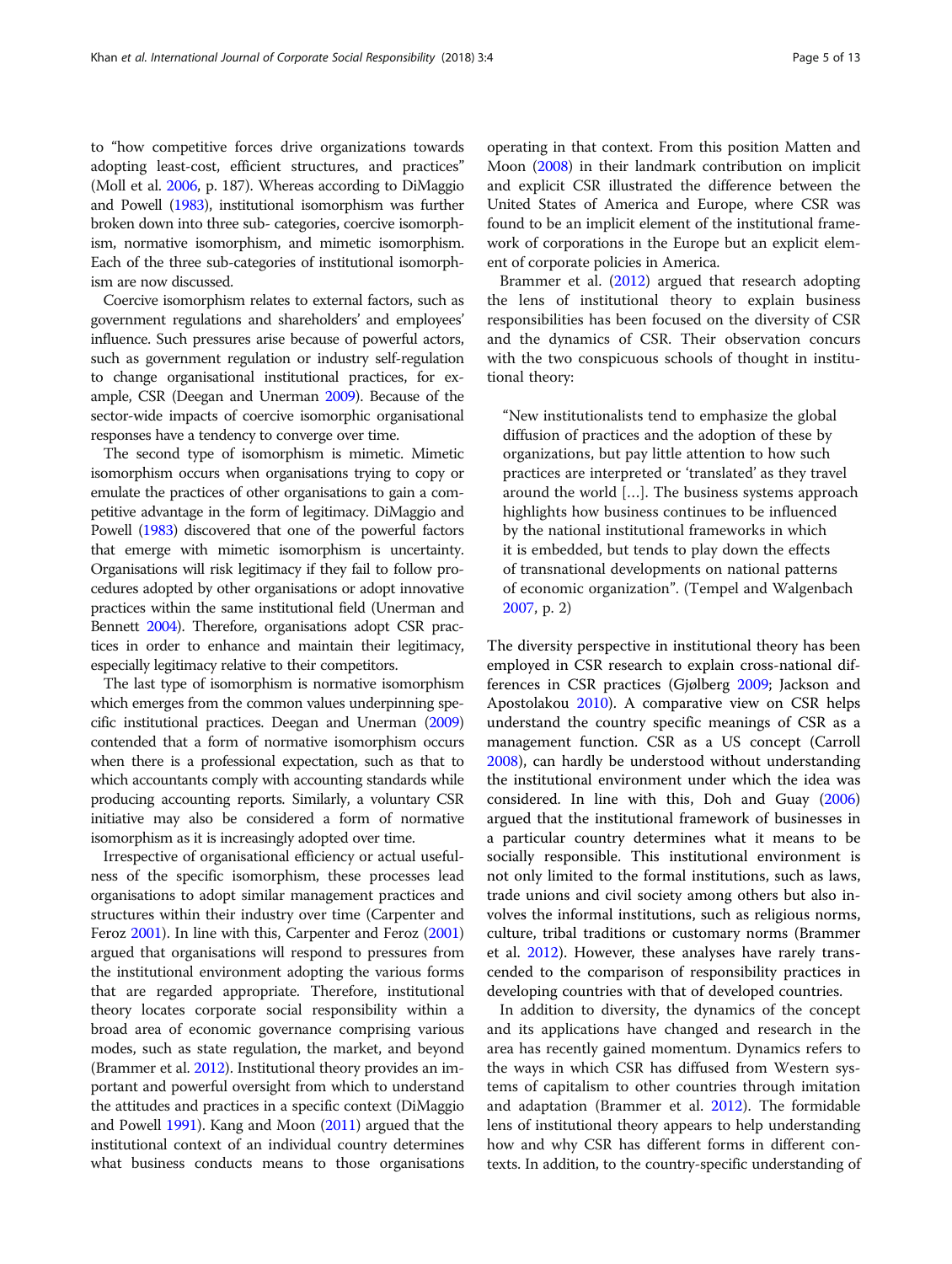to "how competitive forces drive organizations towards adopting least-cost, efficient structures, and practices" (Moll et al. 2006, p. 187). Whereas according to DiMaggio and Powell (1983), institutional isomorphism was further broken down into three sub- categories, coercive isomorphism, normative isomorphism, and mimetic isomorphism. Each of the three sub-categories of institutional isomorphism are now discussed.

Coercive isomorphism relates to external factors, such as government regulations and shareholders' and employees' influence. Such pressures arise because of powerful actors, such as government regulation or industry self-regulation to change organisational institutional practices, for example, CSR (Deegan and Unerman 2009). Because of the sector-wide impacts of coercive isomorphic organisational responses have a tendency to converge over time.

The second type of isomorphism is mimetic. Mimetic isomorphism occurs when organisations trying to copy or emulate the practices of other organisations to gain a competitive advantage in the form of legitimacy. DiMaggio and Powell (1983) discovered that one of the powerful factors that emerge with mimetic isomorphism is uncertainty. Organisations will risk legitimacy if they fail to follow procedures adopted by other organisations or adopt innovative practices within the same institutional field (Unerman and Bennett 2004). Therefore, organisations adopt CSR practices in order to enhance and maintain their legitimacy, especially legitimacy relative to their competitors.

The last type of isomorphism is normative isomorphism which emerges from the common values underpinning specific institutional practices. Deegan and Unerman (2009) contended that a form of normative isomorphism occurs when there is a professional expectation, such as that to which accountants comply with accounting standards while producing accounting reports. Similarly, a voluntary CSR initiative may also be considered a form of normative isomorphism as it is increasingly adopted over time.

Irrespective of organisational efficiency or actual usefulness of the specific isomorphism, these processes lead organisations to adopt similar management practices and structures within their industry over time (Carpenter and Feroz 2001). In line with this, Carpenter and Feroz (2001) argued that organisations will respond to pressures from the institutional environment adopting the various forms that are regarded appropriate. Therefore, institutional theory locates corporate social responsibility within a broad area of economic governance comprising various modes, such as state regulation, the market, and beyond (Brammer et al. 2012). Institutional theory provides an important and powerful oversight from which to understand the attitudes and practices in a specific context (DiMaggio and Powell 1991). Kang and Moon (2011) argued that the institutional context of an individual country determines what business conducts means to those organisations operating in that context. From this position Matten and Moon (2008) in their landmark contribution on implicit and explicit CSR illustrated the difference between the United States of America and Europe, where CSR was found to be an implicit element of the institutional framework of corporations in the Europe but an explicit element of corporate policies in America.

Brammer et al. (2012) argued that research adopting the lens of institutional theory to explain business responsibilities has been focused on the diversity of CSR and the dynamics of CSR. Their observation concurs with the two conspicuous schools of thought in institutional theory:

> "New institutionalists tend to emphasize the global diffusion of practices and the adoption of these by organizations, but pay little attention to how such practices are interpreted or 'translated' as they travel around the world […]. The business systems approach highlights how business continues to be influenced by the national institutional frameworks in which it is embedded, but tends to play down the effects of transnational developments on national patterns of economic organization". (Tempel and Walgenbach 2007, p. 2)

The diversity perspective in institutional theory has been employed in CSR research to explain cross-national differences in CSR practices (Gjølberg 2009; Jackson and Apostolakou 2010). A comparative view on CSR helps understand the country specific meanings of CSR as a management function. CSR as a US concept (Carroll 2008), can hardly be understood without understanding the institutional environment under which the idea was considered. In line with this, Doh and Guay (2006) argued that the institutional framework of businesses in a particular country determines what it means to be socially responsible. This institutional environment is not only limited to the formal institutions, such as laws, trade unions and civil society among others but also involves the informal institutions, such as religious norms, culture, tribal traditions or customary norms (Brammer et al. 2012). However, these analyses have rarely transcended to the comparison of responsibility practices in developing countries with that of developed countries.

In addition to diversity, the dynamics of the concept and its applications have changed and research in the area has recently gained momentum. Dynamics refers to the ways in which CSR has diffused from Western systems of capitalism to other countries through imitation and adaptation (Brammer et al. 2012). The formidable lens of institutional theory appears to help understanding how and why CSR has different forms in different contexts. In addition, to the country-specific understanding of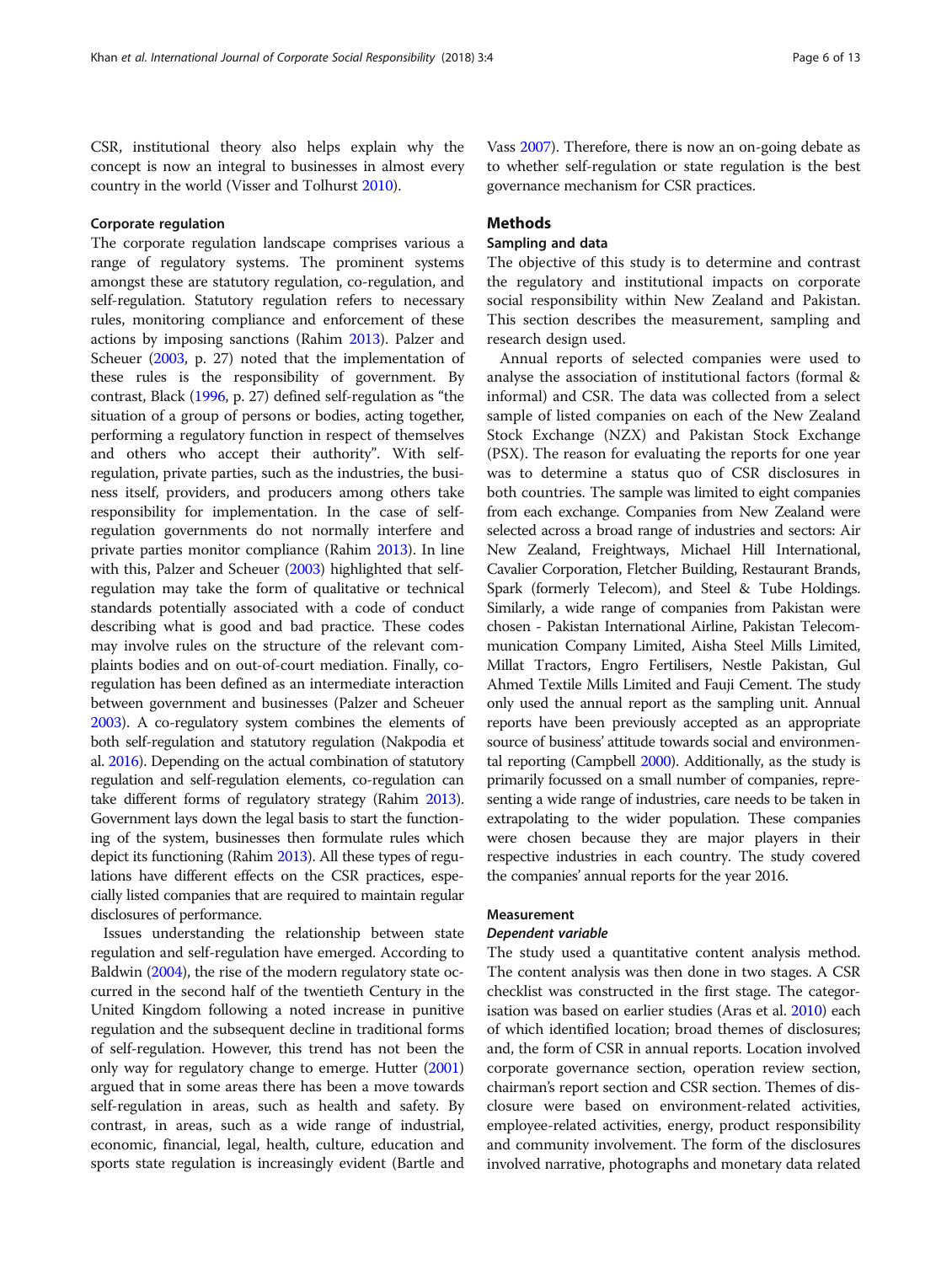CSR, institutional theory also helps explain why the concept is now an integral to businesses in almost every country in the world (Visser and Tolhurst 2010).

#### Corporate regulation

The corporate regulation landscape comprises various a range of regulatory systems. The prominent systems amongst these are statutory regulation, co-regulation, and self-regulation. Statutory regulation refers to necessary rules, monitoring compliance and enforcement of these actions by imposing sanctions (Rahim 2013). Palzer and Scheuer (2003, p. 27) noted that the implementation of these rules is the responsibility of government. By contrast, Black (1996, p. 27) defined self-regulation as "the situation of a group of persons or bodies, acting together, performing a regulatory function in respect of themselves and others who accept their authority". With self-regulation, private parties, such as the industries, the business itself, providers, and producers among others take responsibility for implementation. In the case of self-regulation governments do not normally interfere and private parties monitor compliance (Rahim 2013). In line with this, Palzer and Scheuer (2003) highlighted that self-regulation may take the form of qualitative or technical standards potentially associated with a code of conduct describing what is good and bad practice. These codes may involve rules on the structure of the relevant complaints bodies and on out-of-court mediation. Finally, co-regulation has been defined as an intermediate interaction between government and businesses (Palzer and Scheuer 2003). A co-regulatory system combines the elements of both self-regulation and statutory regulation (Nakpodia et al. 2016). Depending on the actual combination of statutory regulation and self-regulation elements, co-regulation can take different forms of regulatory strategy (Rahim 2013). Government lays down the legal basis to start the functioning of the system, businesses then formulate rules which depict its functioning (Rahim 2013). All these types of regulations have different effects on the CSR practices, especially listed companies that are required to maintain regular disclosures of performance.

Issues understanding the relationship between state regulation and self-regulation have emerged. According to Baldwin (2004), the rise of the modern regulatory state occurred in the second half of the twentieth Century in the United Kingdom following a noted increase in punitive regulation and the subsequent decline in traditional forms of self-regulation. However, this trend has not been the only way for regulatory change to emerge. Hutter (2001) argued that in some areas there has been a move towards self-regulation in areas, such as health and safety. By contrast, in areas, such as a wide range of industrial, economic, financial, legal, health, culture, education and sports state regulation is increasingly evident (Bartle and Vass 2007). Therefore, there is now an on-going debate as to whether self-regulation or state regulation is the best governance mechanism for CSR practices.

## Methods

### Sampling and data

The objective of this study is to determine and contrast the regulatory and institutional impacts on corporate social responsibility within New Zealand and Pakistan. This section describes the measurement, sampling and research design used.

Annual reports of selected companies were used to analyse the association of institutional factors (formal & informal) and CSR. The data was collected from a select sample of listed companies on each of the New Zealand Stock Exchange (NZX) and Pakistan Stock Exchange (PSX). The reason for evaluating the reports for one year was to determine a status quo of CSR disclosures in both countries. The sample was limited to eight companies from each exchange. Companies from New Zealand were selected across a broad range of industries and sectors: Air New Zealand, Freightways, Michael Hill International, Cavalier Corporation, Fletcher Building, Restaurant Brands, Spark (formerly Telecom), and Steel & Tube Holdings. Similarly, a wide range of companies from Pakistan were chosen - Pakistan International Airline, Pakistan Telecommunication Company Limited, Aisha Steel Mills Limited, Millat Tractors, Engro Fertilisers, Nestle Pakistan, Gul Ahmed Textile Mills Limited and Fauji Cement. The study only used the annual report as the sampling unit. Annual reports have been previously accepted as an appropriate source of business' attitude towards social and environmental reporting (Campbell 2000). Additionally, as the study is primarily focussed on a small number of companies, representing a wide range of industries, care needs to be taken in extrapolating to the wider population. These companies were chosen because they are major players in their respective industries in each country. The study covered the companies' annual reports for the year 2016.

### Measurement

#### *Dependent variable*

The study used a quantitative content analysis method. The content analysis was then done in two stages. A CSR checklist was constructed in the first stage. The categorisation was based on earlier studies (Aras et al. 2010) each of which identified location; broad themes of disclosures; and, the form of CSR in annual reports. Location involved corporate governance section, operation review section, chairman's report section and CSR section. Themes of disclosure were based on environment-related activities, employee-related activities, energy, product responsibility and community involvement. The form of the disclosures involved narrative, photographs and monetary data related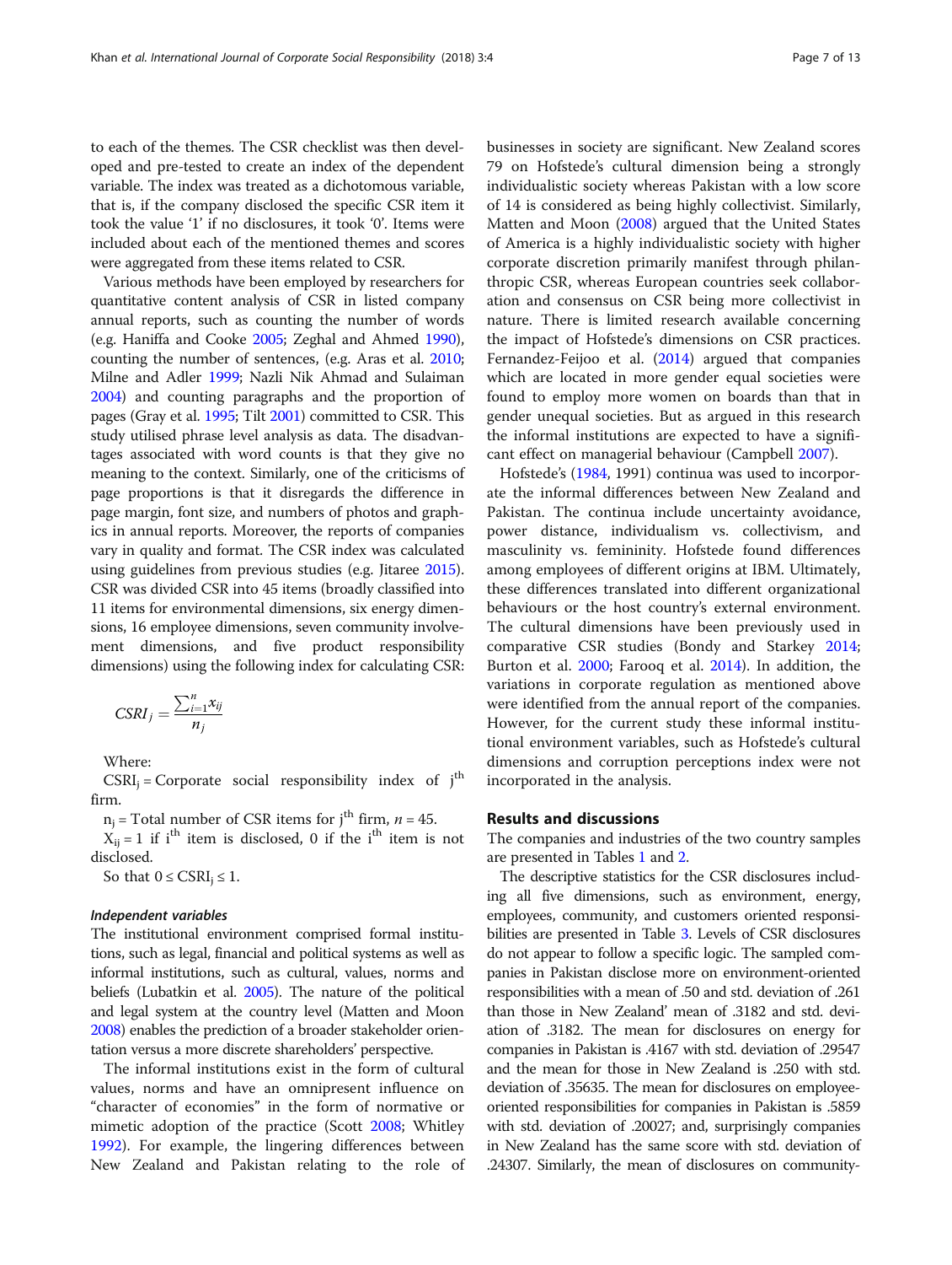to each of the themes. The CSR checklist was then developed and pre-tested to create an index of the dependent variable. The index was treated as a dichotomous variable, that is, if the company disclosed the specific CSR item it took the value '1' if no disclosures, it took '0'. Items were included about each of the mentioned themes and scores were aggregated from these items related to CSR.

Various methods have been employed by researchers for quantitative content analysis of CSR in listed company annual reports, such as counting the number of words (e.g. Haniffa and Cooke 2005; Zeghal and Ahmed 1990), counting the number of sentences, (e.g. Aras et al. 2010; Milne and Adler 1999; Nazli Nik Ahmad and Sulaiman 2004) and counting paragraphs and the proportion of pages (Gray et al. 1995; Tilt 2001) committed to CSR. This study utilised phrase level analysis as data. The disadvantages associated with word counts is that they give no meaning to the context. Similarly, one of the criticisms of page proportions is that it disregards the difference in page margin, font size, and numbers of photos and graphics in annual reports. Moreover, the reports of companies vary in quality and format. The CSR index was calculated using guidelines from previous studies (e.g. Jitaree 2015). CSR was divided CSR into 45 items (broadly classified into 11 items for environmental dimensions, six energy dimensions, 16 employee dimensions, seven community involvement dimensions, and five product responsibility dimensions) using the following index for calculating CSR:

$$CSRI_j = \frac{\sum_{i=1}^{n} x_{ij}}{n_j}$$

Where:

$CSRI_j$ = Corporate social responsibility index of $j^{th}$ firm.

$n_j$ = Total number of CSR items for $j^{th}$ firm, $n = 45$.

$X_{ij} = 1$ if $i^{th}$ item is disclosed, 0 if the $i^{th}$ item is not disclosed.

So that $0 \le CSRI_j \le 1$.

#### *Independent variables*

The institutional environment comprised formal institutions, such as legal, financial and political systems as well as informal institutions, such as cultural, values, norms and beliefs (Lubatkin et al. 2005). The nature of the political and legal system at the country level (Matten and Moon 2008) enables the prediction of a broader stakeholder orientation versus a more discrete shareholders' perspective.

The informal institutions exist in the form of cultural values, norms and have an omnipresent influence on "character of economies" in the form of normative or mimetic adoption of the practice (Scott 2008; Whitley 1992). For example, the lingering differences between New Zealand and Pakistan relating to the role of businesses in society are significant. New Zealand scores 79 on Hofstede's cultural dimension being a strongly individualistic society whereas Pakistan with a low score of 14 is considered as being highly collectivist. Similarly, Matten and Moon (2008) argued that the United States of America is a highly individualistic society with higher corporate discretion primarily manifest through philanthropic CSR, whereas European countries seek collaboration and consensus on CSR being more collectivist in nature. There is limited research available concerning the impact of Hofstede's dimensions on CSR practices. Fernandez-Feijoo et al. (2014) argued that companies which are located in more gender equal societies were found to employ more women on boards than that in gender unequal societies. But as argued in this research the informal institutions are expected to have a significant effect on managerial behaviour (Campbell 2007).

Hofstede's (1984, 1991) continua was used to incorporate the informal differences between New Zealand and Pakistan. The continua include uncertainty avoidance, power distance, individualism vs. collectivism, and masculinity vs. femininity. Hofstede found differences among employees of different origins at IBM. Ultimately, these differences translated into different organizational behaviours or the host country's external environment. The cultural dimensions have been previously used in comparative CSR studies (Bondy and Starkey 2014; Burton et al. 2000; Farooq et al. 2014). In addition, the variations in corporate regulation as mentioned above were identified from the annual report of the companies. However, for the current study these informal institutional environment variables, such as Hofstede's cultural dimensions and corruption perceptions index were not incorporated in the analysis.

## Results and discussions

The companies and industries of the two country samples are presented in Tables 1 and 2.

The descriptive statistics for the CSR disclosures including all five dimensions, such as environment, energy, employees, community, and customers oriented responsibilities are presented in Table 3. Levels of CSR disclosures do not appear to follow a specific logic. The sampled companies in Pakistan disclose more on environment-oriented responsibilities with a mean of .50 and std. deviation of .261 than those in New Zealand' mean of .3182 and std. deviation of .3182. The mean for disclosures on energy for companies in Pakistan is .4167 with std. deviation of .29547 and the mean for those in New Zealand is .250 with std. deviation of .35635. The mean for disclosures on employee-oriented responsibilities for companies in Pakistan is .5859 with std. deviation of .20027; and, surprisingly companies in New Zealand has the same score with std. deviation of .24307. Similarly, the mean of disclosures on community-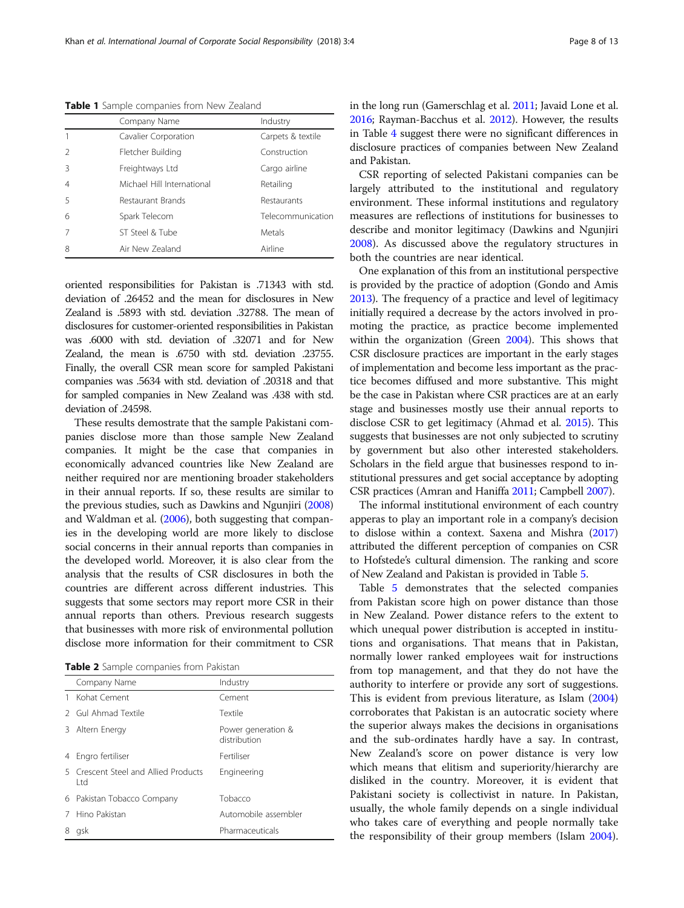**Table 1** Sample companies from New Zealand

| | Company Name | Industry |
|---|---|---|
| 1 | Cavalier Corporation | Carpets & textile |
| 2 | Fletcher Building | Construction |
| 3 | Freightways Ltd | Cargo airline |
| 4 | Michael Hill International | Retailing |
| 5 | Restaurant Brands | Restaurants |
| 6 | Spark Telecom | Telecommunication |
| 7 | ST Steel & Tube | Metals |
| 8 | Air New Zealand | Airline |

oriented responsibilities for Pakistan is .71343 with std. deviation of .26452 and the mean for disclosures in New Zealand is .5893 with std. deviation .32788. The mean of disclosures for customer-oriented responsibilities in Pakistan was .6000 with std. deviation of .32071 and for New Zealand, the mean is .6750 with std. deviation .23755. Finally, the overall CSR mean score for sampled Pakistani companies was .5634 with std. deviation of .20318 and that for sampled companies in New Zealand was .438 with std. deviation of .24598.

These results demostrate that the sample Pakistani companies disclose more than those sample New Zealand companies. It might be the case that companies in economically advanced countries like New Zealand are neither required nor are mentioning broader stakeholders in their annual reports. If so, these results are similar to the previous studies, such as Dawkins and Ngunjiri (2008) and Waldman et al. (2006), both suggesting that companies in the developing world are more likely to disclose social concerns in their annual reports than companies in the developed world. Moreover, it is also clear from the analysis that the results of CSR disclosures in both the countries are different across different industries. This suggests that some sectors may report more CSR in their annual reports than others. Previous research suggests that businesses with more risk of environmental pollution disclose more information for their commitment to CSR in the long run (Gamerschlag et al. 2011; Javaid Lone et al. 2016; Rayman-Bacchus et al. 2012). However, the results in Table 4 suggest there were no significant differences in disclosure practices of companies between New Zealand and Pakistan.

**Table 2** Sample companies from Pakistan

| | Company Name | Industry |
|---|---|---|
| 1 | Kohat Cement | Cement |
| 2 | Gul Ahmad Textile | Textile |
| 3 | Altern Energy | Power generation & distribution |
| 4 | Engro fertiliser | Fertiliser |
| 5 | Crescent Steel and Allied Products Ltd | Engineering |
| 6 | Pakistan Tobacco Company | Tobacco |
| 7 | Hino Pakistan | Automobile assembler |
| 8 | gsk | Pharmaceuticals |

CSR reporting of selected Pakistani companies can be largely attributed to the institutional and regulatory environment. These informal institutions and regulatory measures are reflections of institutions for businesses to describe and monitor legitimacy (Dawkins and Ngunjiri 2008). As discussed above the regulatory structures in both the countries are near identical.

One explanation of this from an institutional perspective is provided by the practice of adoption (Gondo and Amis 2013). The frequency of a practice and level of legitimacy initially required a decrease by the actors involved in promoting the practice, as practice become implemented within the organization (Green 2004). This shows that CSR disclosure practices are important in the early stages of implementation and become less important as the practice becomes diffused and more substantive. This might be the case in Pakistan where CSR practices are at an early stage and businesses mostly use their annual reports to disclose CSR to get legitimacy (Ahmad et al. 2015). This suggests that businesses are not only subjected to scrutiny by government but also other interested stakeholders. Scholars in the field argue that businesses respond to institutional pressures and get social acceptance by adopting CSR practices (Amran and Haniffa 2011; Campbell 2007).

The informal institutional environment of each country apperas to play an important role in a company's decision to dislose within a context. Saxena and Mishra (2017) attributed the different perception of companies on CSR to Hofstede's cultural dimension. The ranking and score of New Zealand and Pakistan is provided in Table 5.

Table 5 demonstrates that the selected companies from Pakistan score high on power distance than those in New Zealand. Power distance refers to the extent to which unequal power distribution is accepted in institutions and organisations. That means that in Pakistan, normally lower ranked employees wait for instructions from top management, and that they do not have the authority to interfere or provide any sort of suggestions. This is evident from previous literature, as Islam (2004) corroborates that Pakistan is an autocratic society where the superior always makes the decisions in organisations and the sub-ordinates hardly have a say. In contrast, New Zealand's score on power distance is very low which means that elitism and superiority/hierarchy are disliked in the country. Moreover, it is evident that Pakistani society is collectivist in nature. In Pakistan, usually, the whole family depends on a single individual who takes care of everything and people normally take the responsibility of their group members (Islam 2004).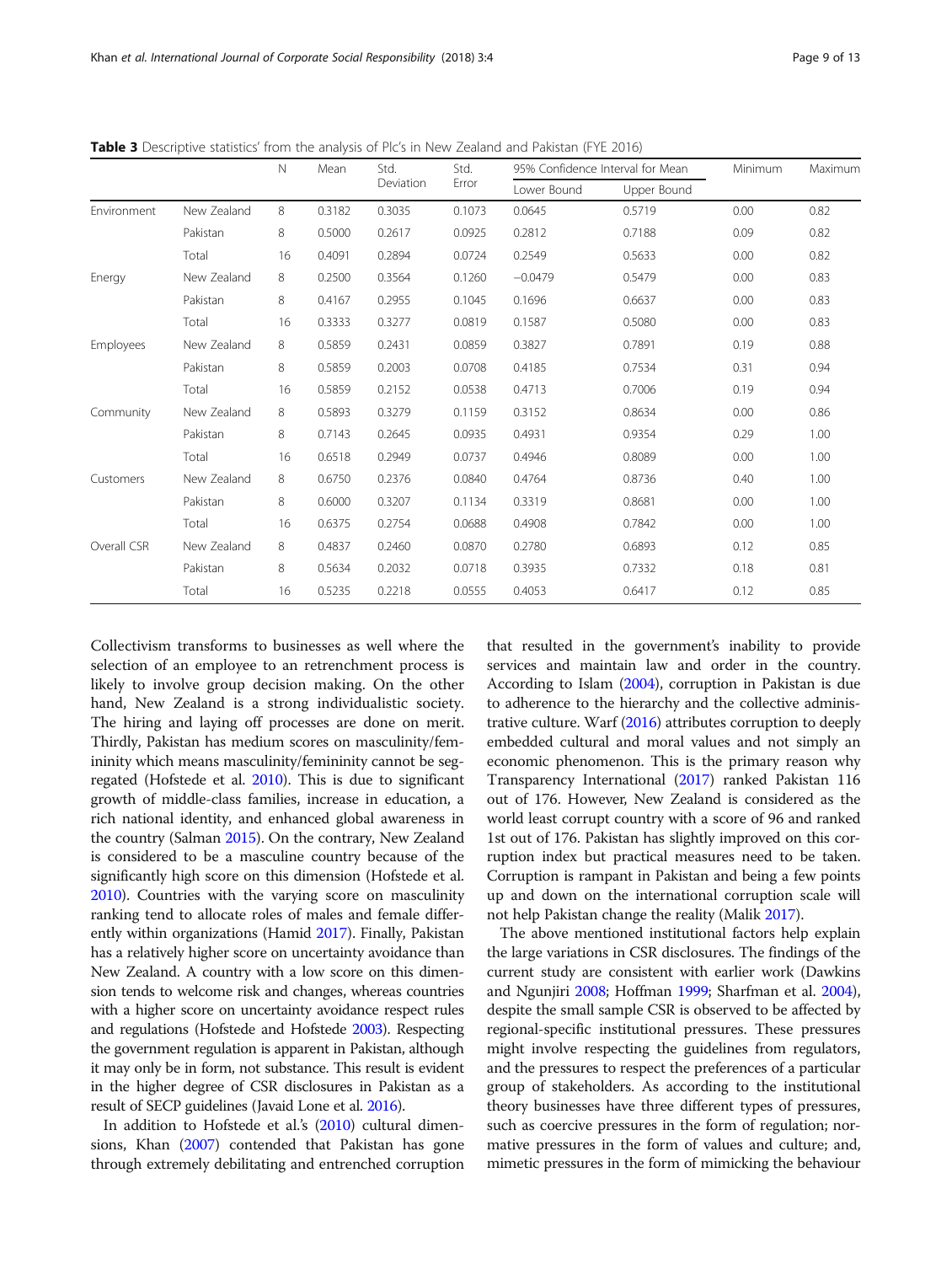**Table 3** Descriptive statistics' from the analysis of Plc's in New Zealand and Pakistan (FYE 2016)

| | | N | Mean | Std. Deviation | Std. Error | 95% Confidence Interval for Mean | | Minimum | Maximum |
|---|---|---|---|---|---|---|---|---|---|
| | | | | | | Lower Bound | Upper Bound | | |
| Environment | New Zealand | 8 | 0.3182 | 0.3035 | 0.1073 | 0.0645 | 0.5719 | 0.00 | 0.82 |
| | Pakistan | 8 | 0.5000 | 0.2617 | 0.0925 | 0.2812 | 0.7188 | 0.09 | 0.82 |
| | Total | 16 | 0.4091 | 0.2894 | 0.0724 | 0.2549 | 0.5633 | 0.00 | 0.82 |
| Energy | New Zealand | 8 | 0.2500 | 0.3564 | 0.1260 | −0.0479 | 0.5479 | 0.00 | 0.83 |
| | Pakistan | 8 | 0.4167 | 0.2955 | 0.1045 | 0.1696 | 0.6637 | 0.00 | 0.83 |
| | Total | 16 | 0.3333 | 0.3277 | 0.0819 | 0.1587 | 0.5080 | 0.00 | 0.83 |
| Employees | New Zealand | 8 | 0.5859 | 0.2431 | 0.0859 | 0.3827 | 0.7891 | 0.19 | 0.88 |
| | Pakistan | 8 | 0.5859 | 0.2003 | 0.0708 | 0.4185 | 0.7534 | 0.31 | 0.94 |
| | Total | 16 | 0.5859 | 0.2152 | 0.0538 | 0.4713 | 0.7006 | 0.19 | 0.94 |
| Community | New Zealand | 8 | 0.5893 | 0.3279 | 0.1159 | 0.3152 | 0.8634 | 0.00 | 0.86 |
| | Pakistan | 8 | 0.7143 | 0.2645 | 0.0935 | 0.4931 | 0.9354 | 0.29 | 1.00 |
| | Total | 16 | 0.6518 | 0.2949 | 0.0737 | 0.4946 | 0.8089 | 0.00 | 1.00 |
| Customers | New Zealand | 8 | 0.6750 | 0.2376 | 0.0840 | 0.4764 | 0.8736 | 0.40 | 1.00 |
| | Pakistan | 8 | 0.6000 | 0.3207 | 0.1134 | 0.3319 | 0.8681 | 0.00 | 1.00 |
| | Total | 16 | 0.6375 | 0.2754 | 0.0688 | 0.4908 | 0.7842 | 0.00 | 1.00 |
| Overall CSR | New Zealand | 8 | 0.4837 | 0.2460 | 0.0870 | 0.2780 | 0.6893 | 0.12 | 0.85 |
| | Pakistan | 8 | 0.5634 | 0.2032 | 0.0718 | 0.3935 | 0.7332 | 0.18 | 0.81 |
| | Total | 16 | 0.5235 | 0.2218 | 0.0555 | 0.4053 | 0.6417 | 0.12 | 0.85 |

Collectivism transforms to businesses as well where the selection of an employee to an retrenchment process is likely to involve group decision making. On the other hand, New Zealand is a strong individualistic society. The hiring and laying off processes are done on merit. Thirdly, Pakistan has medium scores on masculinity/femininity which means masculinity/femininity cannot be segregated (Hofstede et al. 2010). This is due to significant growth of middle-class families, increase in education, a rich national identity, and enhanced global awareness in the country (Salman 2015). On the contrary, New Zealand is considered to be a masculine country because of the significantly high score on this dimension (Hofstede et al. 2010). Countries with the varying score on masculinity ranking tend to allocate roles of males and female differently within organizations (Hamid 2017). Finally, Pakistan has a relatively higher score on uncertainty avoidance than New Zealand. A country with a low score on this dimension tends to welcome risk and changes, whereas countries with a higher score on uncertainty avoidance respect rules and regulations (Hofstede and Hofstede 2003). Respecting the government regulation is apparent in Pakistan, although it may only be in form, not substance. This result is evident in the higher degree of CSR disclosures in Pakistan as a result of SECP guidelines (Javaid Lone et al. 2016).

In addition to Hofstede et al.'s (2010) cultural dimensions, Khan (2007) contended that Pakistan has gone through extremely debilitating and entrenched corruption that resulted in the government's inability to provide services and maintain law and order in the country. According to Islam (2004), corruption in Pakistan is due to adherence to the hierarchy and the collective administrative culture. Warf (2016) attributes corruption to deeply embedded cultural and moral values and not simply an economic phenomenon. This is the primary reason why Transparency International (2017) ranked Pakistan 116 out of 176. However, New Zealand is considered as the world least corrupt country with a score of 96 and ranked 1st out of 176. Pakistan has slightly improved on this corruption index but practical measures need to be taken. Corruption is rampant in Pakistan and being a few points up and down on the international corruption scale will not help Pakistan change the reality (Malik 2017).

The above mentioned institutional factors help explain the large variations in CSR disclosures. The findings of the current study are consistent with earlier work (Dawkins and Ngunjiri 2008; Hoffman 1999; Sharfman et al. 2004), despite the small sample CSR is observed to be affected by regional-specific institutional pressures. These pressures might involve respecting the guidelines from regulators, and the pressures to respect the preferences of a particular group of stakeholders. As according to the institutional theory businesses have three different types of pressures, such as coercive pressures in the form of regulation; normative pressures in the form of values and culture; and, mimetic pressures in the form of mimicking the behaviour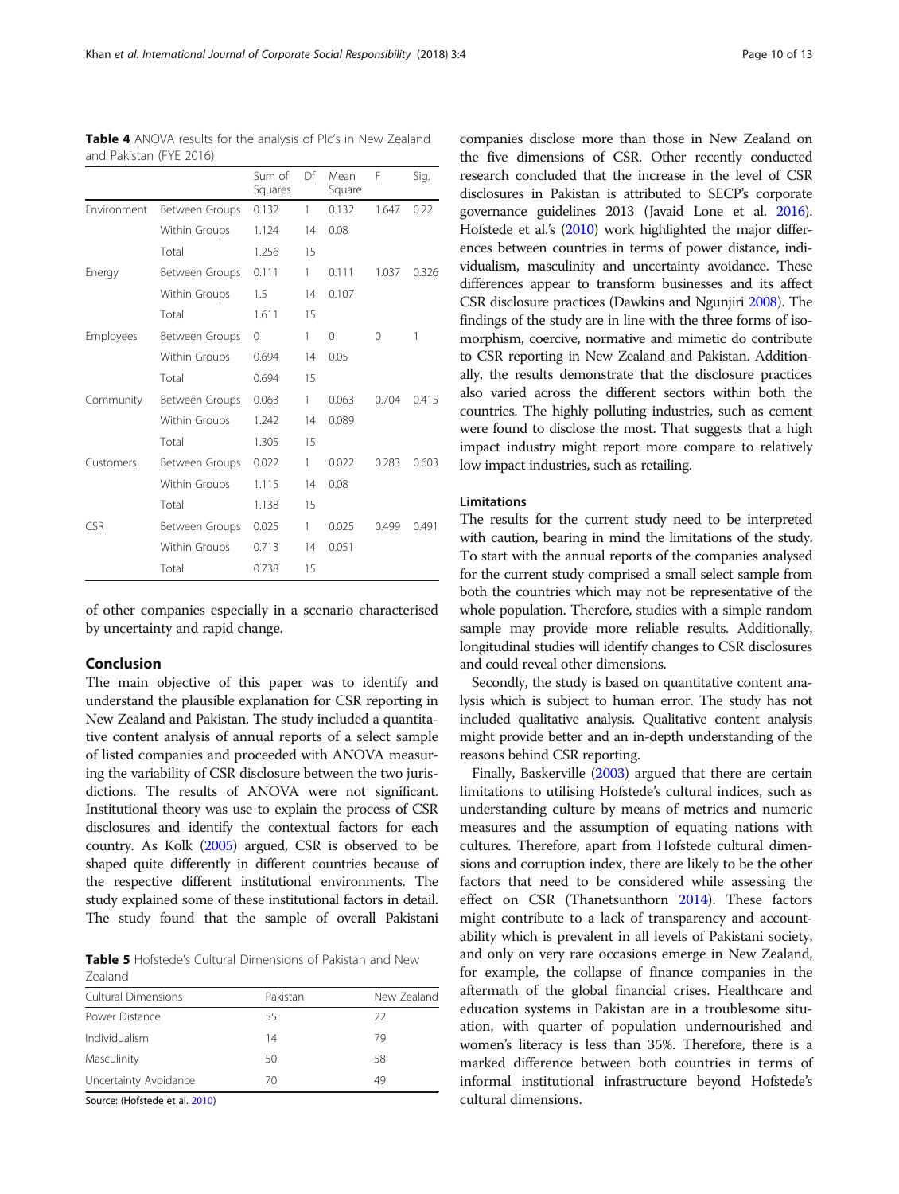**Table 4** ANOVA results for the analysis of Plc's in New Zealand and Pakistan (FYE 2016)

| | | Sum of Squares | Df | Mean Square | F | Sig. |
|---|---|---|---|---|---|---|
| Environment | Between Groups | 0.132 | 1 | 0.132 | 1.647 | 0.22 |
| | Within Groups | 1.124 | 14 | 0.08 | | |
| | Total | 1.256 | 15 | | | |
| Energy | Between Groups | 0.111 | 1 | 0.111 | 1.037 | 0.326 |
| | Within Groups | 1.5 | 14 | 0.107 | | |
| | Total | 1.611 | 15 | | | |
| Employees | Between Groups | 0 | 1 | 0 | 0 | 1 |
| | Within Groups | 0.694 | 14 | 0.05 | | |
| | Total | 0.694 | 15 | | | |
| Community | Between Groups | 0.063 | 1 | 0.063 | 0.704 | 0.415 |
| | Within Groups | 1.242 | 14 | 0.089 | | |
| | Total | 1.305 | 15 | | | |
| Customers | Between Groups | 0.022 | 1 | 0.022 | 0.283 | 0.603 |
| | Within Groups | 1.115 | 14 | 0.08 | | |
| | Total | 1.138 | 15 | | | |
| CSR | Between Groups | 0.025 | 1 | 0.025 | 0.499 | 0.491 |
| | Within Groups | 0.713 | 14 | 0.051 | | |
| | Total | 0.738 | 15 | | | |

of other companies especially in a scenario characterised by uncertainty and rapid change.

## Conclusion

The main objective of this paper was to identify and understand the plausible explanation for CSR reporting in New Zealand and Pakistan. The study included a quantitative content analysis of annual reports of a select sample of listed companies and proceeded with ANOVA measuring the variability of CSR disclosure between the two jurisdictions. The results of ANOVA were not significant. Institutional theory was use to explain the process of CSR disclosures and identify the contextual factors for each country. As Kolk (2005) argued, CSR is observed to be shaped quite differently in different countries because of the respective different institutional environments. The study explained some of these institutional factors in detail. The study found that the sample of overall Pakistani companies disclose more than those in New Zealand on the five dimensions of CSR. Other recently conducted research concluded that the increase in the level of CSR disclosures in Pakistan is attributed to SECP's corporate governance guidelines 2013 (Javaid Lone et al. 2016). Hofstede et al.'s (2010) work highlighted the major differences between countries in terms of power distance, individualism, masculinity and uncertainty avoidance. These differences appear to transform businesses and its affect CSR disclosure practices (Dawkins and Ngunjiri 2008). The findings of the study are in line with the three forms of isomorphism, coercive, normative and mimetic do contribute to CSR reporting in New Zealand and Pakistan. Additionally, the results demonstrate that the disclosure practices also varied across the different sectors within both the countries. The highly polluting industries, such as cement were found to disclose the most. That suggests that a high impact industry might report more compare to relatively low impact industries, such as retailing.

**Table 5** Hofstede's Cultural Dimensions of Pakistan and New Zealand

| Cultural Dimensions | Pakistan | New Zealand |
|---|---|---|
| Power Distance | 55 | 22 |
| Individualism | 14 | 79 |
| Masculinity | 50 | 58 |
| Uncertainty Avoidance | 70 | 49 |

Source: (Hofstede et al. 2010)

### Limitations

The results for the current study need to be interpreted with caution, bearing in mind the limitations of the study. To start with the annual reports of the companies analysed for the current study comprised a small select sample from both the countries which may not be representative of the whole population. Therefore, studies with a simple random sample may provide more reliable results. Additionally, longitudinal studies will identify changes to CSR disclosures and could reveal other dimensions.

Secondly, the study is based on quantitative content analysis which is subject to human error. The study has not included qualitative analysis. Qualitative content analysis might provide better and an in-depth understanding of the reasons behind CSR reporting.

Finally, Baskerville (2003) argued that there are certain limitations to utilising Hofstede's cultural indices, such as understanding culture by means of metrics and numeric measures and the assumption of equating nations with cultures. Therefore, apart from Hofstede cultural dimensions and corruption index, there are likely to be the other factors that need to be considered while assessing the effect on CSR (Thanetsunthorn 2014). These factors might contribute to a lack of transparency and accountability which is prevalent in all levels of Pakistani society, and only on very rare occasions emerge in New Zealand, for example, the collapse of finance companies in the aftermath of the global financial crises. Healthcare and education systems in Pakistan are in a troublesome situation, with quarter of population undernourished and women's literacy is less than 35%. Therefore, there is a marked difference between both countries in terms of informal institutional infrastructure beyond Hofstede's cultural dimensions.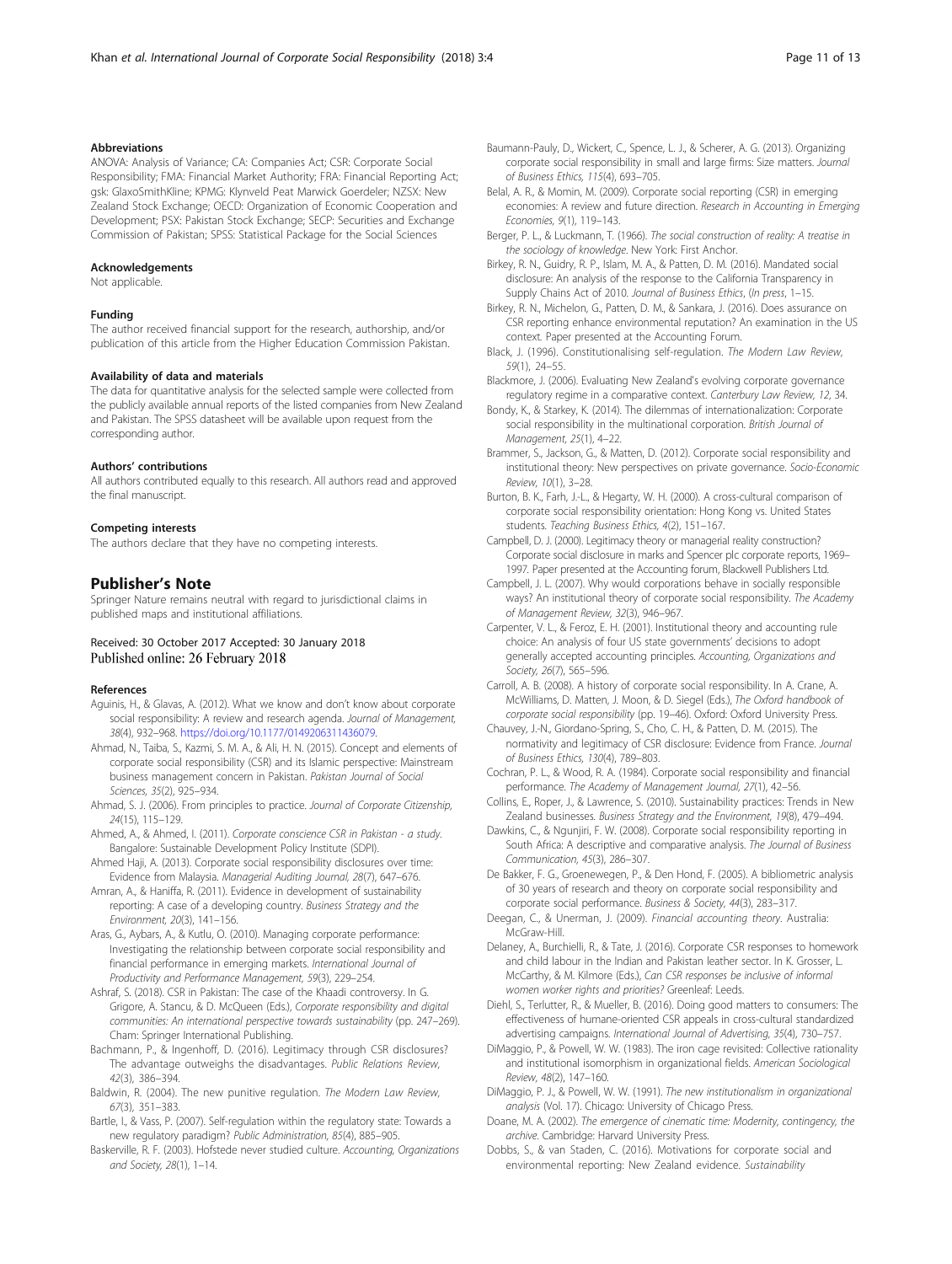## Abbreviations

ANOVA: Analysis of Variance; CA: Companies Act; CSR: Corporate Social Responsibility; FMA: Financial Market Authority; FRA: Financial Reporting Act; gsk: GlaxoSmithKline; KPMG: Klynveld Peat Marwick Goerdeler; NZSX: New Zealand Stock Exchange; OECD: Organization of Economic Cooperation and Development; PSX: Pakistan Stock Exchange; SECP: Securities and Exchange Commission of Pakistan; SPSS: Statistical Package for the Social Sciences

## Acknowledgements

Not applicable.

## Funding

The author received financial support for the research, authorship, and/or publication of this article from the Higher Education Commission Pakistan.

## Availability of data and materials

The data for quantitative analysis for the selected sample were collected from the publicly available annual reports of the listed companies from New Zealand and Pakistan. The SPSS datasheet will be available upon request from the corresponding author.

## Authors' contributions

All authors contributed equally to this research. All authors read and approved the final manuscript.

## Competing interests

The authors declare that they have no competing interests.

## Publisher's Note

Springer Nature remains neutral with regard to jurisdictional claims in published maps and institutional affiliations.

Received: 30 October 2017 Accepted: 30 January 2018
Published online: 26 February 2018

## References

- Aguinis, H., & Glavas, A. (2012). What we know and don't know about corporate social responsibility: A review and research agenda. *Journal of Management, 38*(4), 932–968. https://doi.org/10.1177/0149206311436079.
- Ahmad, N., Taiba, S., Kazmi, S. M. A., & Ali, H. N. (2015). Concept and elements of corporate social responsibility (CSR) and its Islamic perspective: Mainstream business management concern in Pakistan. *Pakistan Journal of Social Sciences, 35*(2), 925–934.
- Ahmad, S. J. (2006). From principles to practice. *Journal of Corporate Citizenship, 24*(15), 115–129.
- Ahmed, A., & Ahmed, I. (2011). *Corporate conscience CSR in Pakistan - a study*. Bangalore: Sustainable Development Policy Institute (SDPI).
- Ahmed Haji, A. (2013). Corporate social responsibility disclosures over time: Evidence from Malaysia. *Managerial Auditing Journal, 28*(7), 647–676.
- Amran, A., & Haniffa, R. (2011). Evidence in development of sustainability reporting: A case of a developing country. *Business Strategy and the Environment, 20*(3), 141–156.
- Aras, G., Aybars, A., & Kutlu, O. (2010). Managing corporate performance: Investigating the relationship between corporate social responsibility and financial performance in emerging markets. *International Journal of Productivity and Performance Management, 59*(3), 229–254.
- Ashraf, S. (2018). CSR in Pakistan: The case of the Khaadi controversy. In G. Grigore, A. Stancu, & D. McQueen (Eds.), *Corporate responsibility and digital communities: An international perspective towards sustainability* (pp. 247–269). Cham: Springer International Publishing.
- Bachmann, P., & Ingenhoff, D. (2016). Legitimacy through CSR disclosures? The advantage outweighs the disadvantages. *Public Relations Review, 42*(3), 386–394.
- Baldwin, R. (2004). The new punitive regulation. *The Modern Law Review, 67*(3), 351–383.
- Bartle, I., & Vass, P. (2007). Self-regulation within the regulatory state: Towards a new regulatory paradigm? *Public Administration, 85*(4), 885–905.
- Baskerville, R. F. (2003). Hofstede never studied culture. *Accounting, Organizations and Society, 28*(1), 1–14.
- Baumann-Pauly, D., Wickert, C., Spence, L. J., & Scherer, A. G. (2013). Organizing corporate social responsibility in small and large firms: Size matters. *Journal of Business Ethics, 115*(4), 693–705.
- Belal, A. R., & Momin, M. (2009). Corporate social reporting (CSR) in emerging economies: A review and future direction. *Research in Accounting in Emerging Economies, 9*(1), 119–143.
- Berger, P. L., & Luckmann, T. (1966). *The social construction of reality: A treatise in the sociology of knowledge*. New York: First Anchor.
- Birkey, R. N., Guidry, R. P., Islam, M. A., & Patten, D. M. (2016). Mandated social disclosure: An analysis of the response to the California Transparency in Supply Chains Act of 2010. *Journal of Business Ethics*, (*In press*, 1–15.
- Birkey, R. N., Michelon, G., Patten, D. M., & Sankara, J. (2016). Does assurance on CSR reporting enhance environmental reputation? An examination in the US context. Paper presented at the Accounting Forum.
- Black, J. (1996). Constitutionalising self-regulation. *The Modern Law Review, 59*(1), 24–55.
- Blackmore, J. (2006). Evaluating New Zealand's evolving corporate governance regulatory regime in a comparative context. *Canterbury Law Review, 12*, 34.
- Bondy, K., & Starkey, K. (2014). The dilemmas of internationalization: Corporate social responsibility in the multinational corporation. *British Journal of Management, 25*(1), 4–22.
- Brammer, S., Jackson, G., & Matten, D. (2012). Corporate social responsibility and institutional theory: New perspectives on private governance. *Socio-Economic Review, 10*(1), 3–28.
- Burton, B. K., Farh, J.-L., & Hegarty, W. H. (2000). A cross-cultural comparison of corporate social responsibility orientation: Hong Kong vs. United States students. *Teaching Business Ethics, 4*(2), 151–167.
- Campbell, D. J. (2000). Legitimacy theory or managerial reality construction? Corporate social disclosure in marks and Spencer plc corporate reports, 1969–1997. Paper presented at the Accounting forum, Blackwell Publishers Ltd.
- Campbell, J. L. (2007). Why would corporations behave in socially responsible ways? An institutional theory of corporate social responsibility. *The Academy of Management Review, 32*(3), 946–967.
- Carpenter, V. L., & Feroz, E. H. (2001). Institutional theory and accounting rule choice: An analysis of four US state governments' decisions to adopt generally accepted accounting principles. *Accounting, Organizations and Society, 26*(7), 565–596.
- Carroll, A. B. (2008). A history of corporate social responsibility. In A. Crane, A. McWilliams, D. Matten, J. Moon, & D. Siegel (Eds.), *The Oxford handbook of corporate social responsibility* (pp. 19–46). Oxford: Oxford University Press.
- Chauvey, J.-N., Giordano-Spring, S., Cho, C. H., & Patten, D. M. (2015). The normativity and legitimacy of CSR disclosure: Evidence from France. *Journal of Business Ethics, 130*(4), 789–803.
- Cochran, P. L., & Wood, R. A. (1984). Corporate social responsibility and financial performance. *The Academy of Management Journal, 27*(1), 42–56.
- Collins, E., Roper, J., & Lawrence, S. (2010). Sustainability practices: Trends in New Zealand businesses. *Business Strategy and the Environment, 19*(8), 479–494.
- Dawkins, C., & Ngunjiri, F. W. (2008). Corporate social responsibility reporting in South Africa: A descriptive and comparative analysis. *The Journal of Business Communication, 45*(3), 286–307.
- De Bakker, F. G., Groenewegen, P., & Den Hond, F. (2005). A bibliometric analysis of 30 years of research and theory on corporate social responsibility and corporate social performance. *Business & Society, 44*(3), 283–317.
- Deegan, C., & Unerman, J. (2009). *Financial accounting theory*. Australia: McGraw-Hill.
- Delaney, A., Burchielli, R., & Tate, J. (2016). Corporate CSR responses to homework and child labour in the Indian and Pakistan leather sector. In K. Grosser, L. McCarthy, & M. Kilmore (Eds.), *Can CSR responses be inclusive of informal women worker rights and priorities?* Greenleaf: Leeds.
- Diehl, S., Terlutter, R., & Mueller, B. (2016). Doing good matters to consumers: The effectiveness of humane-oriented CSR appeals in cross-cultural standardized advertising campaigns. *International Journal of Advertising, 35*(4), 730–757.
- DiMaggio, P., & Powell, W. W. (1983). The iron cage revisited: Collective rationality and institutional isomorphism in organizational fields. *American Sociological Review, 48*(2), 147–160.
- DiMaggio, P. J., & Powell, W. W. (1991). *The new institutionalism in organizational analysis* (Vol. 17). Chicago: University of Chicago Press.
- Doane, M. A. (2002). *The emergence of cinematic time: Modernity, contingency, the archive*. Cambridge: Harvard University Press.
- Dobbs, S., & van Staden, C. (2016). Motivations for corporate social and environmental reporting: New Zealand evidence. *Sustainability*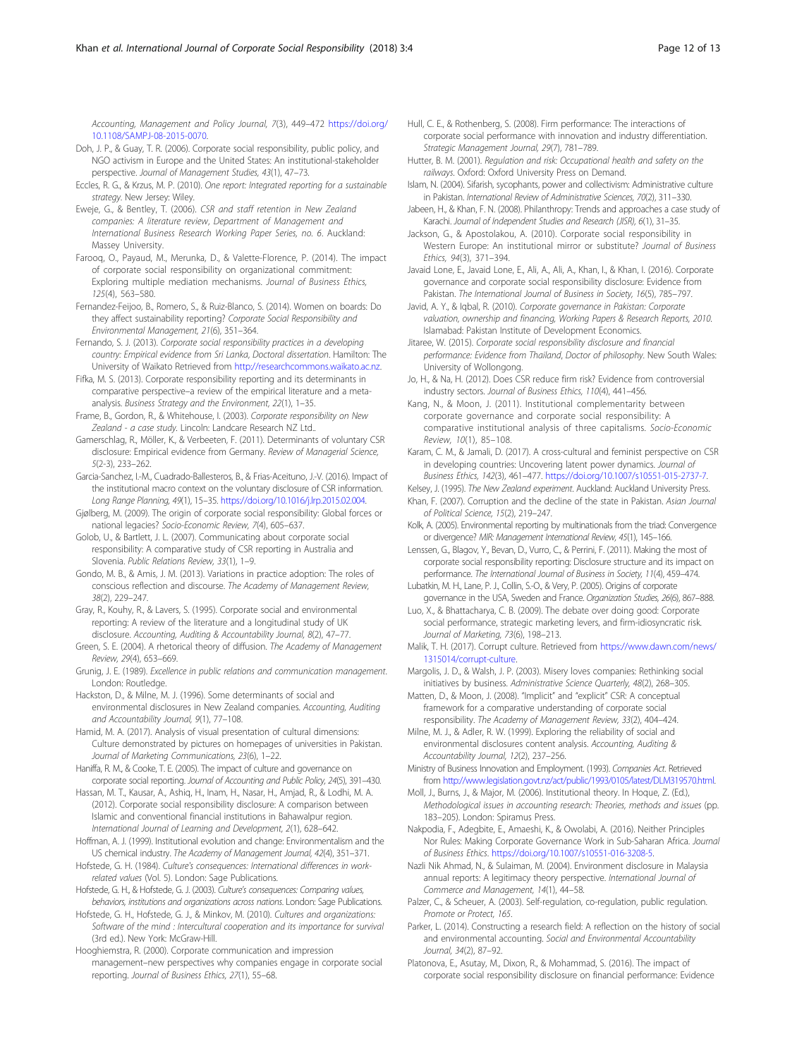Accounting, Management and Policy Journal, 7(3), 449–472 https://doi.org/10.1108/SAMPJ-08-2015-0070.

Doh, J. P., & Guay, T. R. (2006). Corporate social responsibility, public policy, and NGO activism in Europe and the United States: An institutional-stakeholder perspective. *Journal of Management Studies, 43*(1), 47–73.

Eccles, R. G., & Krzus, M. P. (2010). *One report: Integrated reporting for a sustainable strategy*. New Jersey: Wiley.

Eweje, G., & Bentley, T. (2006). *CSR and staff retention in New Zealand companies: A literature review, Department of Management and International Business Research Working Paper Series, no. 6*. Auckland: Massey University.

Farooq, O., Payaud, M., Merunka, D., & Valette-Florence, P. (2014). The impact of corporate social responsibility on organizational commitment: Exploring multiple mediation mechanisms. *Journal of Business Ethics, 125*(4), 563–580.

Fernandez-Feijoo, B., Romero, S., & Ruiz-Blanco, S. (2014). Women on boards: Do they affect sustainability reporting? *Corporate Social Responsibility and Environmental Management, 21*(6), 351–364.

Fernando, S. J. (2013). *Corporate social responsibility practices in a developing country: Empirical evidence from Sri Lanka, Doctoral dissertation*. Hamilton: The University of Waikato Retrieved from http://researchcommons.waikato.ac.nz.

Fifka, M. S. (2013). Corporate responsibility reporting and its determinants in comparative perspective–a review of the empirical literature and a meta-analysis. *Business Strategy and the Environment, 22*(1), 1–35.

Frame, B., Gordon, R., & Whitehouse, I. (2003). *Corporate responsibility on New Zealand - a case study*. Lincoln: Landcare Research NZ Ltd..

Gamerschlag, R., Möller, K., & Verbeeten, F. (2011). Determinants of voluntary CSR disclosure: Empirical evidence from Germany. *Review of Managerial Science, 5*(2-3), 233–262.

Garcia-Sanchez, I.-M., Cuadrado-Ballesteros, B., & Frias-Aceituno, J.-V. (2016). Impact of the institutional macro context on the voluntary disclosure of CSR information. *Long Range Planning, 49*(1), 15–35. https://doi.org/10.1016/j.lrp.2015.02.004.

Gjølberg, M. (2009). The origin of corporate social responsibility: Global forces or national legacies? *Socio-Economic Review, 7*(4), 605–637.

Golob, U., & Bartlett, J. L. (2007). Communicating about corporate social responsibility: A comparative study of CSR reporting in Australia and Slovenia. *Public Relations Review, 33*(1), 1–9.

Gondo, M. B., & Amis, J. M. (2013). Variations in practice adoption: The roles of conscious reflection and discourse. *The Academy of Management Review, 38*(2), 229–247.

Gray, R., Kouhy, R., & Lavers, S. (1995). Corporate social and environmental reporting: A review of the literature and a longitudinal study of UK disclosure. *Accounting, Auditing & Accountability Journal, 8*(2), 47–77.

Green, S. E. (2004). A rhetorical theory of diffusion. *The Academy of Management Review, 29*(4), 653–669.

Grunig, J. E. (1989). *Excellence in public relations and communication management*. London: Routledge.

Hackston, D., & Milne, M. J. (1996). Some determinants of social and environmental disclosures in New Zealand companies. *Accounting, Auditing and Accountability Journal, 9*(1), 77–108.

Hamid, M. A. (2017). Analysis of visual presentation of cultural dimensions: Culture demonstrated by pictures on homepages of universities in Pakistan. *Journal of Marketing Communications, 23*(6), 1–22.

Haniffa, R. M., & Cooke, T. E. (2005). The impact of culture and governance on corporate social reporting. *Journal of Accounting and Public Policy, 24*(5), 391–430.

Hassan, M. T., Kausar, A., Ashiq, H., Inam, H., Nasar, H., Amjad, R., & Lodhi, M. A. (2012). Corporate social responsibility disclosure: A comparison between Islamic and conventional financial institutions in Bahawalpur region. *International Journal of Learning and Development, 2*(1), 628–642.

Hoffman, A. J. (1999). Institutional evolution and change: Environmentalism and the US chemical industry. *The Academy of Management Journal, 42*(4), 351–371.

Hofstede, G. H. (1984). *Culture's consequences: International differences in work-related values* (Vol. 5). London: Sage Publications.

Hofstede, G. H., & Hofstede, G. J. (2003). *Culture's consequences: Comparing values, behaviors, institutions and organizations across nations*. London: Sage Publications.

Hofstede, G. H., Hofstede, G. J., & Minkov, M. (2010). *Cultures and organizations: Software of the mind : Intercultural cooperation and its importance for survival* (3rd ed.). New York: McGraw-Hill.

Hooghiemstra, R. (2000). Corporate communication and impression management–new perspectives why companies engage in corporate social reporting. *Journal of Business Ethics, 27*(1), 55–68.

Hull, C. E., & Rothenberg, S. (2008). Firm performance: The interactions of corporate social performance with innovation and industry differentiation. *Strategic Management Journal, 29*(7), 781–789.

Hutter, B. M. (2001). *Regulation and risk: Occupational health and safety on the railways*. Oxford: Oxford University Press on Demand.

Islam, N. (2004). Sifarish, sycophants, power and collectivism: Administrative culture in Pakistan. *International Review of Administrative Sciences, 70*(2), 311–330.

Jabeen, H., & Khan, F. N. (2008). Philanthropy: Trends and approaches a case study of Karachi. *Journal of Independent Studies and Research (JISR), 6*(1), 31–35.

Jackson, G., & Apostolakou, A. (2010). Corporate social responsibility in Western Europe: An institutional mirror or substitute? *Journal of Business Ethics, 94*(3), 371–394.

Javaid Lone, E., Javaid Lone, E., Ali, A., Ali, A., Khan, I., & Khan, I. (2016). Corporate governance and corporate social responsibility disclosure: Evidence from Pakistan. *The International Journal of Business in Society, 16*(5), 785–797.

Javid, A. Y., & Iqbal, R. (2010). *Corporate governance in Pakistan: Corporate valuation, ownership and financing, Working Papers & Research Reports, 2010*. Islamabad: Pakistan Institute of Development Economics.

Jitaree, W. (2015). *Corporate social responsibility disclosure and financial performance: Evidence from Thailand, Doctor of philosophy*. New South Wales: University of Wollongong.

Jo, H., & Na, H. (2012). Does CSR reduce firm risk? Evidence from controversial industry sectors. *Journal of Business Ethics, 110*(4), 441–456.

Kang, N., & Moon, J. (2011). Institutional complementarity between corporate governance and corporate social responsibility: A comparative institutional analysis of three capitalisms. *Socio-Economic Review, 10*(1), 85–108.

Karam, C. M., & Jamali, D. (2017). A cross-cultural and feminist perspective on CSR in developing countries: Uncovering latent power dynamics. *Journal of Business Ethics, 142*(3), 461–477. https://doi.org/10.1007/s10551-015-2737-7.

Kelsey, J. (1995). *The New Zealand experiment*. Auckland: Auckland University Press.

Khan, F. (2007). Corruption and the decline of the state in Pakistan. *Asian Journal of Political Science, 15*(2), 219–247.

Kolk, A. (2005). Environmental reporting by multinationals from the triad: Convergence or divergence? *MIR: Management International Review, 45*(1), 145–166.

Lenssen, G., Blagov, Y., Bevan, D., Vurro, C., & Perrini, F. (2011). Making the most of corporate social responsibility reporting: Disclosure structure and its impact on performance. *The International Journal of Business in Society, 11*(4), 459–474.

Lubatkin, M. H., Lane, P. J., Collin, S.-O., & Very, P. (2005). Origins of corporate governance in the USA, Sweden and France. *Organization Studies, 26*(6), 867–888.

Luo, X., & Bhattacharya, C. B. (2009). The debate over doing good: Corporate social performance, strategic marketing levers, and firm-idiosyncratic risk. *Journal of Marketing, 73*(6), 198–213.

Malik, T. H. (2017). Corrupt culture. Retrieved from https://www.dawn.com/news/1315014/corrupt-culture.

Margolis, J. D., & Walsh, J. P. (2003). Misery loves companies: Rethinking social initiatives by business. *Administrative Science Quarterly, 48*(2), 268–305.

Matten, D., & Moon, J. (2008). "Implicit" and "explicit" CSR: A conceptual framework for a comparative understanding of corporate social responsibility. *The Academy of Management Review, 33*(2), 404–424.

Milne, M. J., & Adler, R. W. (1999). Exploring the reliability of social and environmental disclosures content analysis. *Accounting, Auditing & Accountability Journal, 12*(2), 237–256.

Ministry of Business Innovation and Employment. (1993). *Companies Act*. Retrieved from http://www.legislation.govt.nz/act/public/1993/0105/latest/DLM319570.html.

Moll, J., Burns, J., & Major, M. (2006). Institutional theory. In Hoque, Z. (Ed.), *Methodological issues in accounting research: Theories, methods and issues* (pp. 183–205). London: Spiramus Press.

Nakpodia, F., Adegbite, E., Amaeshi, K., & Owolabi, A. (2016). Neither Principles Nor Rules: Making Corporate Governance Work in Sub-Saharan Africa. *Journal of Business Ethics*. https://doi.org/10.1007/s10551-016-3208-5.

Nazli Nik Ahmad, N., & Sulaiman, M. (2004). Environment disclosure in Malaysia annual reports: A legitimacy theory perspective. *International Journal of Commerce and Management, 14*(1), 44–58.

Palzer, C., & Scheuer, A. (2003). Self-regulation, co-regulation, public regulation. *Promote or Protect, 165*.

Parker, L. (2014). Constructing a research field: A reflection on the history of social and environmental accounting. *Social and Environmental Accountability Journal, 34*(2), 87–92.

Platonova, E., Asutay, M., Dixon, R., & Mohammad, S. (2016). The impact of corporate social responsibility disclosure on financial performance: Evidence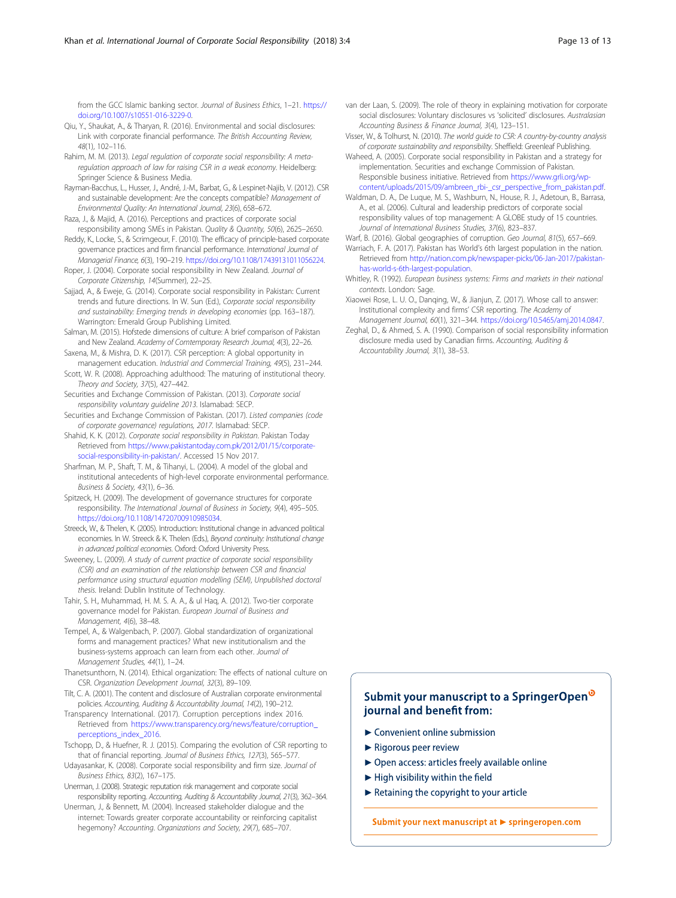from the GCC Islamic banking sector. *Journal of Business Ethics*, 1–21. https://doi.org/10.1007/s10551-016-3229-0.

Qiu, Y., Shaukat, A., & Tharyan, R. (2016). Environmental and social disclosures: Link with corporate financial performance. *The British Accounting Review, 48*(1), 102–116.

Rahim, M. M. (2013). *Legal regulation of corporate social responsibility: A meta-regulation approach of law for raising CSR in a weak economy*. Heidelberg: Springer Science & Business Media.

Rayman-Bacchus, L., Husser, J., André, J.-M., Barbat, G., & Lespinet-Najib, V. (2012). CSR and sustainable development: Are the concepts compatible? *Management of Environmental Quality: An International Journal, 23*(6), 658–672.

Raza, J., & Majid, A. (2016). Perceptions and practices of corporate social responsibility among SMEs in Pakistan. *Quality & Quantity, 50*(6), 2625–2650.

Reddy, K., Locke, S., & Scrimgeour, F. (2010). The efficacy of principle-based corporate governance practices and firm financial performance. *International Journal of Managerial Finance, 6*(3), 190–219. https://doi.org/10.1108/17439131011056224.

Roper, J. (2004). Corporate social responsibility in New Zealand. *Journal of Corporate Citizenship, 14*(Summer), 22–25.

Sajjad, A., & Eweje, G. (2014). Corporate social responsibility in Pakistan: Current trends and future directions. In W. Sun (Ed.), *Corporate social responsibility and sustainability: Emerging trends in developing economies* (pp. 163–187). Warrington: Emerald Group Publishing Limited.

Salman, M. (2015). Hofstede dimensions of culture: A brief comparison of Pakistan and New Zealand. *Academy of Comtemporary Research Journal, 4*(3), 22–26.

Saxena, M., & Mishra, D. K. (2017). CSR perception: A global opportunity in management education. *Industrial and Commercial Training, 49*(5), 231–244.

Scott, W. R. (2008). Approaching adulthood: The maturing of institutional theory. *Theory and Society, 37*(5), 427–442.

Securities and Exchange Commission of Pakistan. (2013). *Corporate social responsibility voluntary guideline 2013*. Islamabad: SECP.

Securities and Exchange Commission of Pakistan. (2017). *Listed companies (code of corporate governance) regulations, 2017*. Islamabad: SECP.

Shahid, K. K. (2012). *Corporate social responsibility in Pakistan*. Pakistan Today Retrieved from https://www.pakistantoday.com.pk/2012/01/15/corporate-social-responsibility-in-pakistan/. Accessed 15 Nov 2017.

Sharfman, M. P., Shaft, T. M., & Tihanyi, L. (2004). A model of the global and institutional antecedents of high-level corporate environmental performance. *Business & Society, 43*(1), 6–36.

Spitzeck, H. (2009). The development of governance structures for corporate responsibility. *The International Journal of Business in Society, 9*(4), 495–505. https://doi.org/10.1108/14720700910985034.

Streeck, W., & Thelen, K. (2005). Introduction: Institutional change in advanced political economies. In W. Streeck & K. Thelen (Eds.), *Beyond continuity: Institutional change in advanced political economies*. Oxford: Oxford University Press.

Sweeney, L. (2009). *A study of current practice of corporate social responsibility (CSR) and an examination of the relationship between CSR and financial performance using structural equation modelling (SEM), Unpublished doctoral thesis*. Ireland: Dublin Institute of Technology.

Tahir, S. H., Muhammad, H. M. S. A. A., & ul Haq, A. (2012). Two-tier corporate governance model for Pakistan. *European Journal of Business and Management, 4*(6), 38–48.

Tempel, A., & Walgenbach, P. (2007). Global standardization of organizational forms and management practices? What new institutionalism and the business-systems approach can learn from each other. *Journal of Management Studies, 44*(1), 1–24.

Thanetsunthorn, N. (2014). Ethical organization: The effects of national culture on CSR. *Organization Development Journal, 32*(3), 89–109.

Tilt, C. A. (2001). The content and disclosure of Australian corporate environmental policies. *Accounting, Auditing & Accountability Journal, 14*(2), 190–212.

Transparency International. (2017). Corruption perceptions index 2016. Retrieved from https://www.transparency.org/news/feature/corruption_perceptions_index_2016.

Tschopp, D., & Huefner, R. J. (2015). Comparing the evolution of CSR reporting to that of financial reporting. *Journal of Business Ethics, 127*(3), 565–577.

Udayasankar, K. (2008). Corporate social responsibility and firm size. *Journal of Business Ethics, 83*(2), 167–175.

Unerman, J. (2008). Strategic reputation risk management and corporate social responsibility reporting. *Accounting, Auditing & Accountability Journal, 21*(3), 362–364.

Unerman, J., & Bennett, M. (2004). Increased stakeholder dialogue and the internet: Towards greater corporate accountability or reinforcing capitalist hegemony? *Accounting. Organizations and Society, 29*(7), 685–707.

van der Laan, S. (2009). The role of theory in explaining motivation for corporate social disclosures: Voluntary disclosures vs 'solicited' disclosures. *Australasian Accounting Business & Finance Journal, 3*(4), 123–151.

Visser, W., & Tolhurst, N. (2010). *The world guide to CSR: A country-by-country analysis of corporate sustainability and responsibility*. Sheffield: Greenleaf Publishing.

Waheed, A. (2005). Corporate social responsibility in Pakistan and a strategy for implementation. Securities and exchange Commission of Pakistan. Responsible business initiative. Retrieved from https://www.grli.org/wp-content/uploads/2015/09/ambreen_rbi-_csr_perspective_from_pakistan.pdf.

Waldman, D. A., De Luque, M. S., Washburn, N., House, R. J., Adetoun, B., Barrasa, A., et al. (2006). Cultural and leadership predictors of corporate social responsibility values of top management: A GLOBE study of 15 countries. *Journal of International Business Studies, 37*(6), 823–837.

Warf, B. (2016). Global geographies of corruption. *Geo Journal, 81*(5), 657–669.

Warriach, F. A. (2017). Pakistan has World's 6th largest population in the nation. Retrieved from http://nation.com.pk/newspaper-picks/06-Jan-2017/pakistan-has-world-s-6th-largest-population.

Whitley, R. (1992). *European business systems: Firms and markets in their national contexts*. London: Sage.

Xiaowei Rose, L. U. O., Danqing, W., & Jianjun, Z. (2017). Whose call to answer: Institutional complexity and firms' CSR reporting. *The Academy of Management Journal, 60*(1), 321–344. https://doi.org/10.5465/amj.2014.0847.

Zeghal, D., & Ahmed, S. A. (1990). Comparison of social responsibility information disclosure media used by Canadian firms. *Accounting, Auditing & Accountability Journal, 3*(1), 38–53.

**Submit your manuscript to a SpringerOpen journal and benefit from:**

- Convenient online submission
- Rigorous peer review
- Open access: articles freely available online
- High visibility within the field
- Retaining the copyright to your article

**Submit your next manuscript at ▶ springeropen.com**